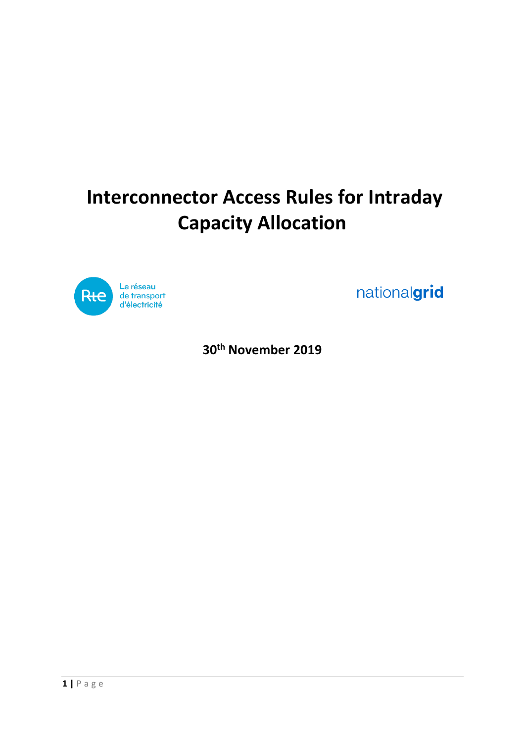# Interconnector Access Rules for Intraday Capacity Allocation

Le réseau de transport d'électricité

nationalgrid

30th November 2019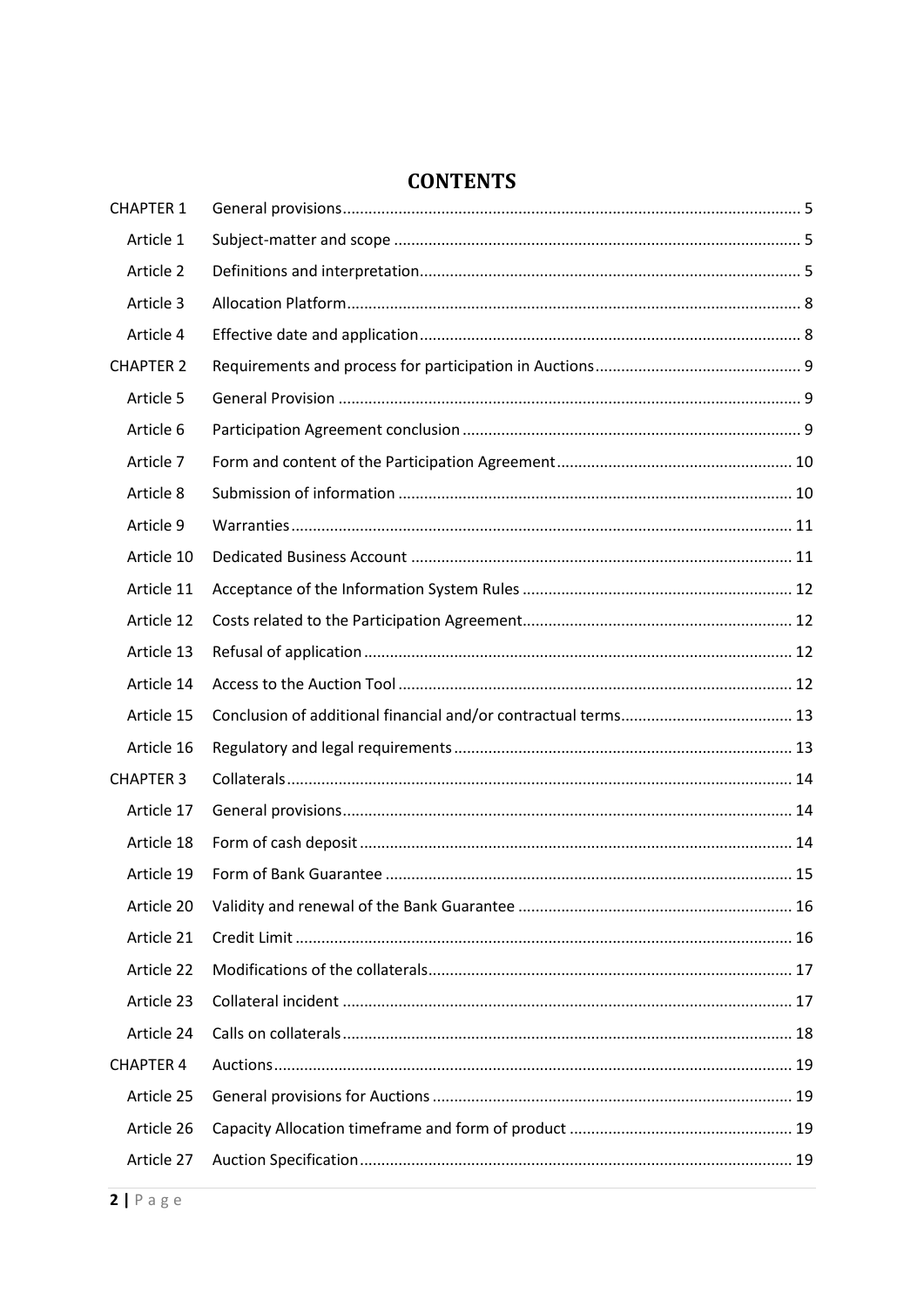# CONTENTS

| | | |
|---|---|---|
| CHAPTER 1 | General provisions | 5 |
| Article 1 | Subject-matter and scope | 5 |
| Article 2 | Definitions and interpretation | 5 |
| Article 3 | Allocation Platform | 8 |
| Article 4 | Effective date and application | 8 |
| CHAPTER 2 | Requirements and process for participation in Auctions | 9 |
| Article 5 | General Provision | 9 |
| Article 6 | Participation Agreement conclusion | 9 |
| Article 7 | Form and content of the Participation Agreement | 10 |
| Article 8 | Submission of information | 10 |
| Article 9 | Warranties | 11 |
| Article 10 | Dedicated Business Account | 11 |
| Article 11 | Acceptance of the Information System Rules | 12 |
| Article 12 | Costs related to the Participation Agreement | 12 |
| Article 13 | Refusal of application | 12 |
| Article 14 | Access to the Auction Tool | 12 |
| Article 15 | Conclusion of additional financial and/or contractual terms | 13 |
| Article 16 | Regulatory and legal requirements | 13 |
| CHAPTER 3 | Collaterals | 14 |
| Article 17 | General provisions | 14 |
| Article 18 | Form of cash deposit | 14 |
| Article 19 | Form of Bank Guarantee | 15 |
| Article 20 | Validity and renewal of the Bank Guarantee | 16 |
| Article 21 | Credit Limit | 16 |
| Article 22 | Modifications of the collaterals | 17 |
| Article 23 | Collateral incident | 17 |
| Article 24 | Calls on collaterals | 18 |
| CHAPTER 4 | Auctions | 19 |
| Article 25 | General provisions for Auctions | 19 |
| Article 26 | Capacity Allocation timeframe and form of product | 19 |
| Article 27 | Auction Specification | 19 |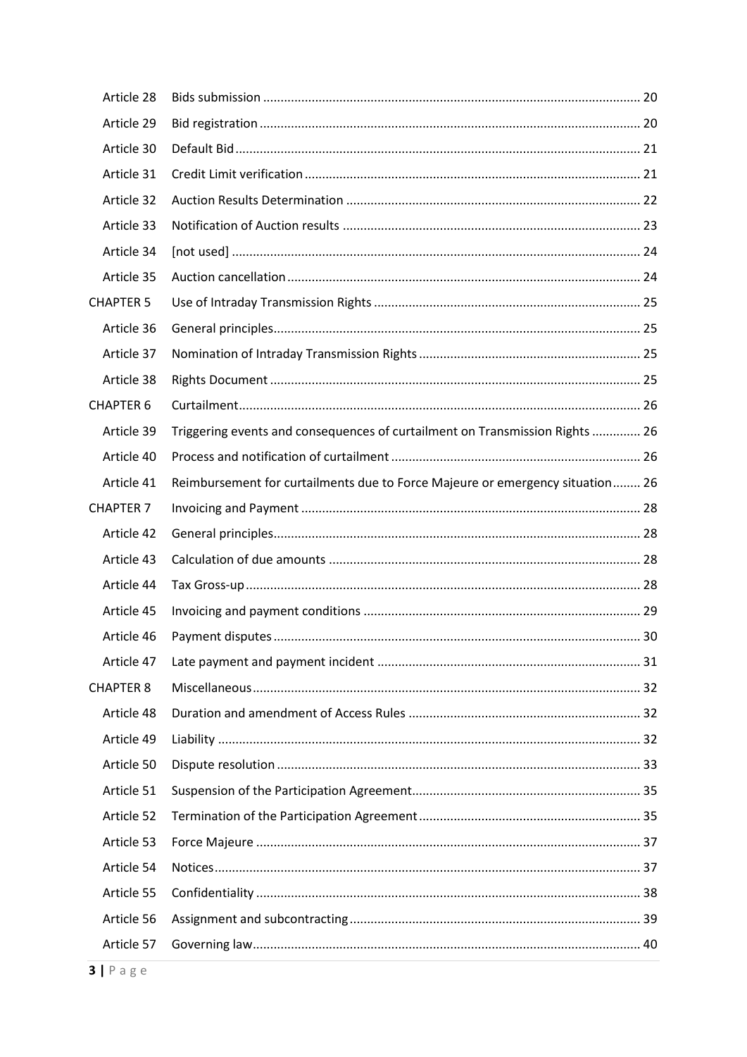| | | |
|---|---|---|
| Article 28 | Bids submission | 20 |
| Article 29 | Bid registration | 20 |
| Article 30 | Default Bid | 21 |
| Article 31 | Credit Limit verification | 21 |
| Article 32 | Auction Results Determination | 22 |
| Article 33 | Notification of Auction results | 23 |
| Article 34 | [not used] | 24 |
| Article 35 | Auction cancellation | 24 |
| CHAPTER 5 | Use of Intraday Transmission Rights | 25 |
| Article 36 | General principles | 25 |
| Article 37 | Nomination of Intraday Transmission Rights | 25 |
| Article 38 | Rights Document | 25 |
| CHAPTER 6 | Curtailment | 26 |
| Article 39 | Triggering events and consequences of curtailment on Transmission Rights | 26 |
| Article 40 | Process and notification of curtailment | 26 |
| Article 41 | Reimbursement for curtailments due to Force Majeure or emergency situation | 26 |
| CHAPTER 7 | Invoicing and Payment | 28 |
| Article 42 | General principles | 28 |
| Article 43 | Calculation of due amounts | 28 |
| Article 44 | Tax Gross-up | 28 |
| Article 45 | Invoicing and payment conditions | 29 |
| Article 46 | Payment disputes | 30 |
| Article 47 | Late payment and payment incident | 31 |
| CHAPTER 8 | Miscellaneous | 32 |
| Article 48 | Duration and amendment of Access Rules | 32 |
| Article 49 | Liability | 32 |
| Article 50 | Dispute resolution | 33 |
| Article 51 | Suspension of the Participation Agreement | 35 |
| Article 52 | Termination of the Participation Agreement | 35 |
| Article 53 | Force Majeure | 37 |
| Article 54 | Notices | 37 |
| Article 55 | Confidentiality | 38 |
| Article 56 | Assignment and subcontracting | 39 |
| Article 57 | Governing law | 40 |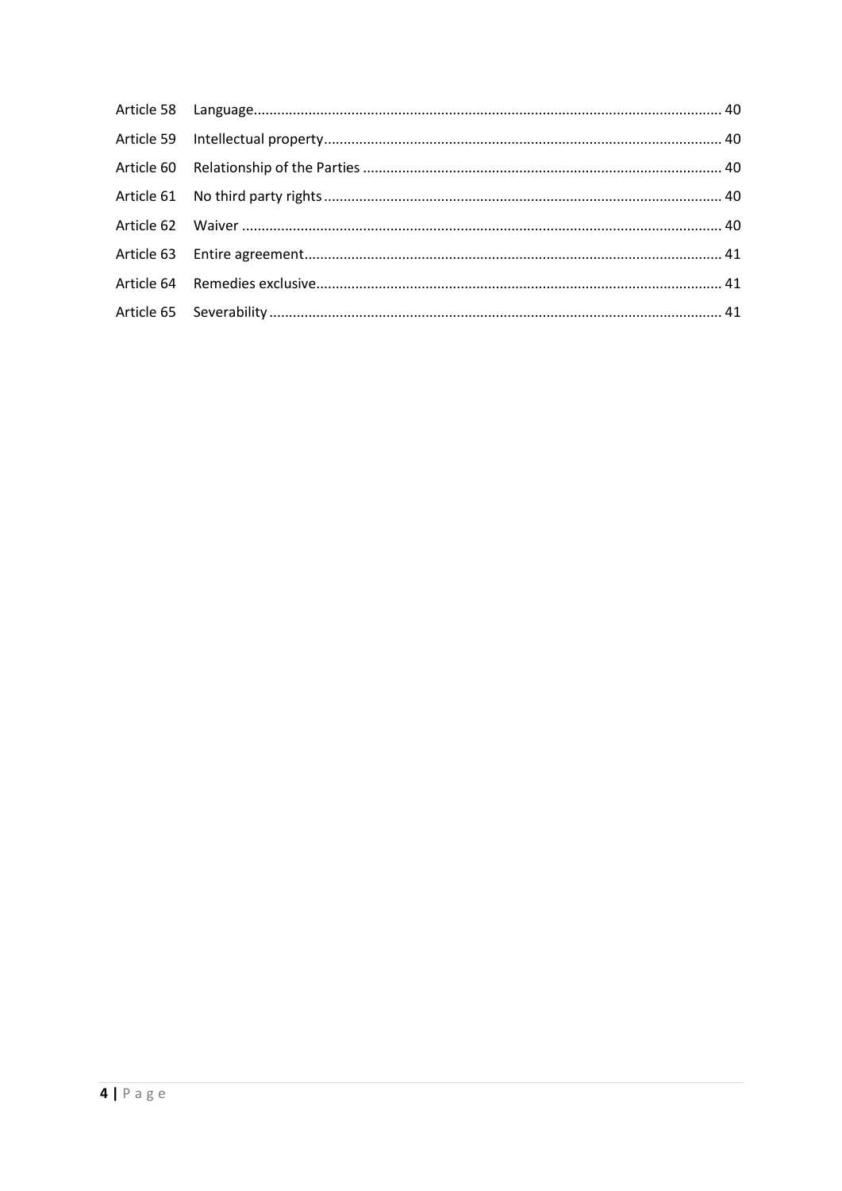| | | |
|---|---|---|
| Article 58 | Language | 40 |
| Article 59 | Intellectual property | 40 |
| Article 60 | Relationship of the Parties | 40 |
| Article 61 | No third party rights | 40 |
| Article 62 | Waiver | 40 |
| Article 63 | Entire agreement | 41 |
| Article 64 | Remedies exclusive | 41 |
| Article 65 | Severability | 41 |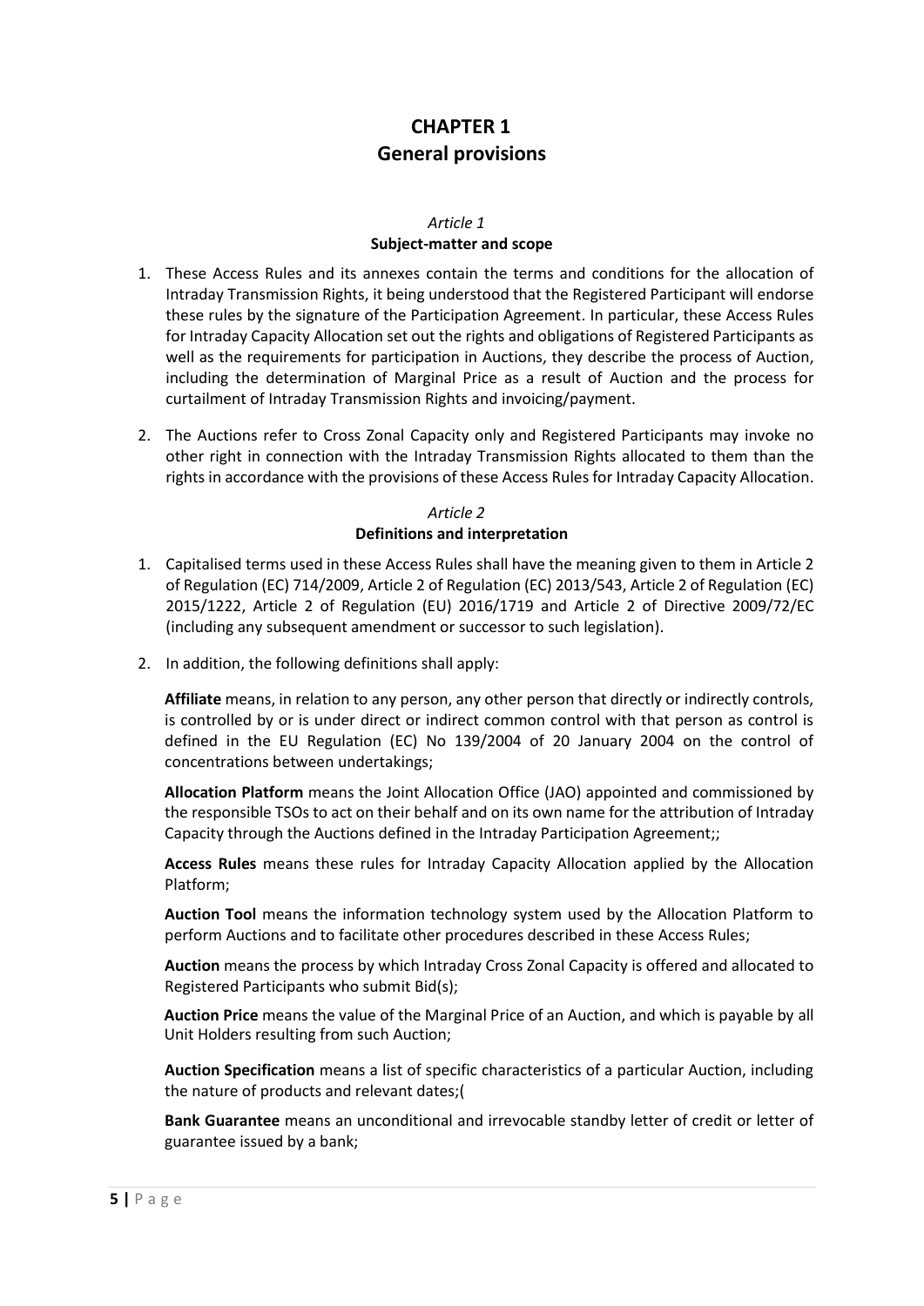# CHAPTER 1
# General provisions

## *Article 1*
## Subject-matter and scope

1. These Access Rules and its annexes contain the terms and conditions for the allocation of Intraday Transmission Rights, it being understood that the Registered Participant will endorse these rules by the signature of the Participation Agreement. In particular, these Access Rules for Intraday Capacity Allocation set out the rights and obligations of Registered Participants as well as the requirements for participation in Auctions, they describe the process of Auction, including the determination of Marginal Price as a result of Auction and the process for curtailment of Intraday Transmission Rights and invoicing/payment.

2. The Auctions refer to Cross Zonal Capacity only and Registered Participants may invoke no other right in connection with the Intraday Transmission Rights allocated to them than the rights in accordance with the provisions of these Access Rules for Intraday Capacity Allocation.

## *Article 2*
## Definitions and interpretation

1. Capitalised terms used in these Access Rules shall have the meaning given to them in Article 2 of Regulation (EC) 714/2009, Article 2 of Regulation (EC) 2013/543, Article 2 of Regulation (EC) 2015/1222, Article 2 of Regulation (EU) 2016/1719 and Article 2 of Directive 2009/72/EC (including any subsequent amendment or successor to such legislation).

2. In addition, the following definitions shall apply:

   **Affiliate** means, in relation to any person, any other person that directly or indirectly controls, is controlled by or is under direct or indirect common control with that person as control is defined in the EU Regulation (EC) No 139/2004 of 20 January 2004 on the control of concentrations between undertakings;

   **Allocation Platform** means the Joint Allocation Office (JAO) appointed and commissioned by the responsible TSOs to act on their behalf and on its own name for the attribution of Intraday Capacity through the Auctions defined in the Intraday Participation Agreement;;

   **Access Rules** means these rules for Intraday Capacity Allocation applied by the Allocation Platform;

   **Auction Tool** means the information technology system used by the Allocation Platform to perform Auctions and to facilitate other procedures described in these Access Rules;

   **Auction** means the process by which Intraday Cross Zonal Capacity is offered and allocated to Registered Participants who submit Bid(s);

   **Auction Price** means the value of the Marginal Price of an Auction, and which is payable by all Unit Holders resulting from such Auction;

   **Auction Specification** means a list of specific characteristics of a particular Auction, including the nature of products and relevant dates;(

   **Bank Guarantee** means an unconditional and irrevocable standby letter of credit or letter of guarantee issued by a bank;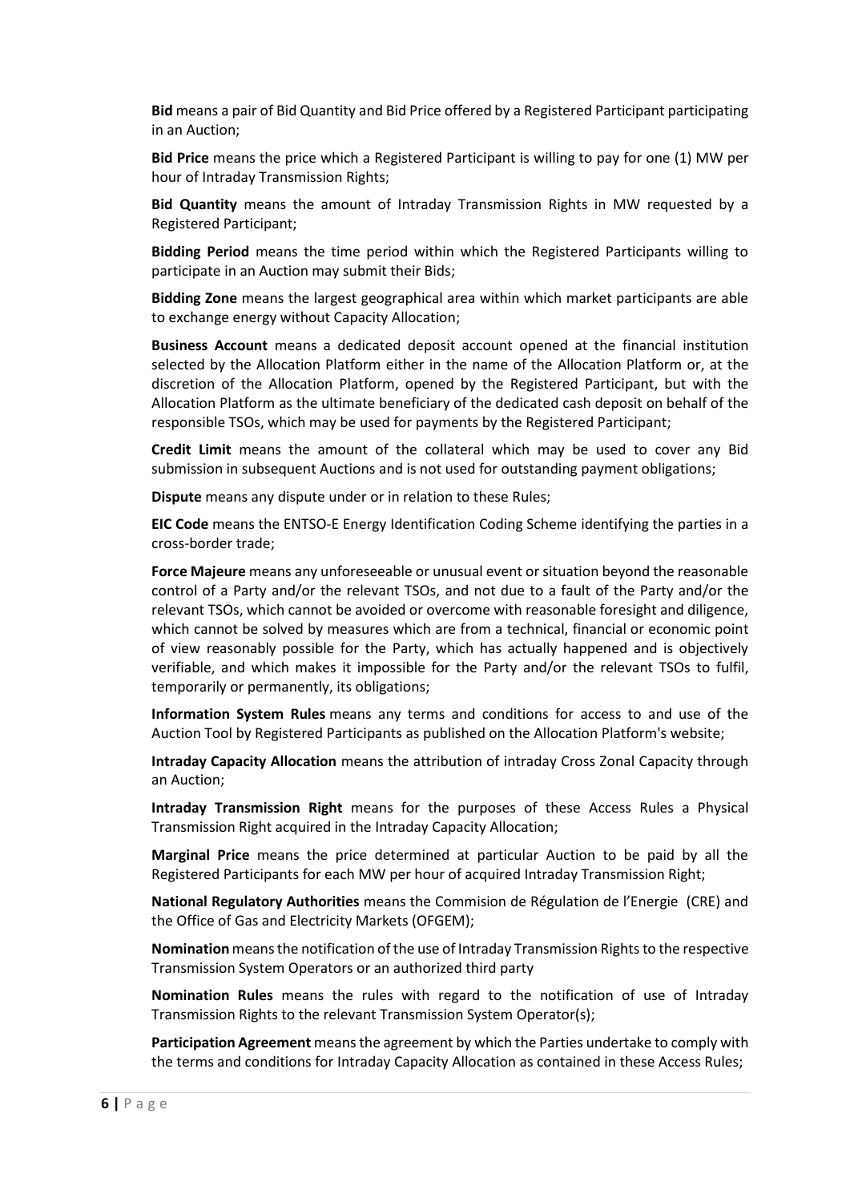**Bid** means a pair of Bid Quantity and Bid Price offered by a Registered Participant participating in an Auction;

**Bid Price** means the price which a Registered Participant is willing to pay for one (1) MW per hour of Intraday Transmission Rights;

**Bid Quantity** means the amount of Intraday Transmission Rights in MW requested by a Registered Participant;

**Bidding Period** means the time period within which the Registered Participants willing to participate in an Auction may submit their Bids;

**Bidding Zone** means the largest geographical area within which market participants are able to exchange energy without Capacity Allocation;

**Business Account** means a dedicated deposit account opened at the financial institution selected by the Allocation Platform either in the name of the Allocation Platform or, at the discretion of the Allocation Platform, opened by the Registered Participant, but with the Allocation Platform as the ultimate beneficiary of the dedicated cash deposit on behalf of the responsible TSOs, which may be used for payments by the Registered Participant;

**Credit Limit** means the amount of the collateral which may be used to cover any Bid submission in subsequent Auctions and is not used for outstanding payment obligations;

**Dispute** means any dispute under or in relation to these Rules;

**EIC Code** means the ENTSO-E Energy Identification Coding Scheme identifying the parties in a cross-border trade;

**Force Majeure** means any unforeseeable or unusual event or situation beyond the reasonable control of a Party and/or the relevant TSOs, and not due to a fault of the Party and/or the relevant TSOs, which cannot be avoided or overcome with reasonable foresight and diligence, which cannot be solved by measures which are from a technical, financial or economic point of view reasonably possible for the Party, which has actually happened and is objectively verifiable, and which makes it impossible for the Party and/or the relevant TSOs to fulfil, temporarily or permanently, its obligations;

**Information System Rules** means any terms and conditions for access to and use of the Auction Tool by Registered Participants as published on the Allocation Platform's website;

**Intraday Capacity Allocation** means the attribution of intraday Cross Zonal Capacity through an Auction;

**Intraday Transmission Right** means for the purposes of these Access Rules a Physical Transmission Right acquired in the Intraday Capacity Allocation;

**Marginal Price** means the price determined at particular Auction to be paid by all the Registered Participants for each MW per hour of acquired Intraday Transmission Right;

**National Regulatory Authorities** means the Commision de Régulation de l'Energie (CRE) and the Office of Gas and Electricity Markets (OFGEM);

**Nomination** means the notification of the use of Intraday Transmission Rights to the respective Transmission System Operators or an authorized third party

**Nomination Rules** means the rules with regard to the notification of use of Intraday Transmission Rights to the relevant Transmission System Operator(s);

**Participation Agreement** means the agreement by which the Parties undertake to comply with the terms and conditions for Intraday Capacity Allocation as contained in these Access Rules;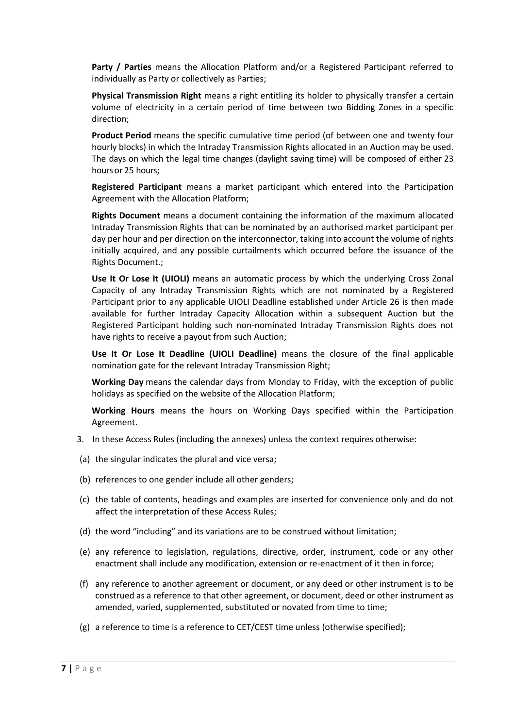**Party / Parties** means the Allocation Platform and/or a Registered Participant referred to individually as Party or collectively as Parties;

**Physical Transmission Right** means a right entitling its holder to physically transfer a certain volume of electricity in a certain period of time between two Bidding Zones in a specific direction;

**Product Period** means the specific cumulative time period (of between one and twenty four hourly blocks) in which the Intraday Transmission Rights allocated in an Auction may be used. The days on which the legal time changes (daylight saving time) will be composed of either 23 hours or 25 hours;

**Registered Participant** means a market participant which entered into the Participation Agreement with the Allocation Platform;

**Rights Document** means a document containing the information of the maximum allocated Intraday Transmission Rights that can be nominated by an authorised market participant per day per hour and per direction on the interconnector, taking into account the volume of rights initially acquired, and any possible curtailments which occurred before the issuance of the Rights Document.;

**Use It Or Lose It (UIOLI)** means an automatic process by which the underlying Cross Zonal Capacity of any Intraday Transmission Rights which are not nominated by a Registered Participant prior to any applicable UIOLI Deadline established under Article 26 is then made available for further Intraday Capacity Allocation within a subsequent Auction but the Registered Participant holding such non-nominated Intraday Transmission Rights does not have rights to receive a payout from such Auction;

**Use It Or Lose It Deadline (UIOLI Deadline)** means the closure of the final applicable nomination gate for the relevant Intraday Transmission Right;

**Working Day** means the calendar days from Monday to Friday, with the exception of public holidays as specified on the website of the Allocation Platform;

**Working Hours** means the hours on Working Days specified within the Participation Agreement.

3. In these Access Rules (including the annexes) unless the context requires otherwise:

(a) the singular indicates the plural and vice versa;

(b) references to one gender include all other genders;

(c) the table of contents, headings and examples are inserted for convenience only and do not affect the interpretation of these Access Rules;

(d) the word "including" and its variations are to be construed without limitation;

(e) any reference to legislation, regulations, directive, order, instrument, code or any other enactment shall include any modification, extension or re-enactment of it then in force;

(f) any reference to another agreement or document, or any deed or other instrument is to be construed as a reference to that other agreement, or document, deed or other instrument as amended, varied, supplemented, substituted or novated from time to time;

(g) a reference to time is a reference to CET/CEST time unless (otherwise specified);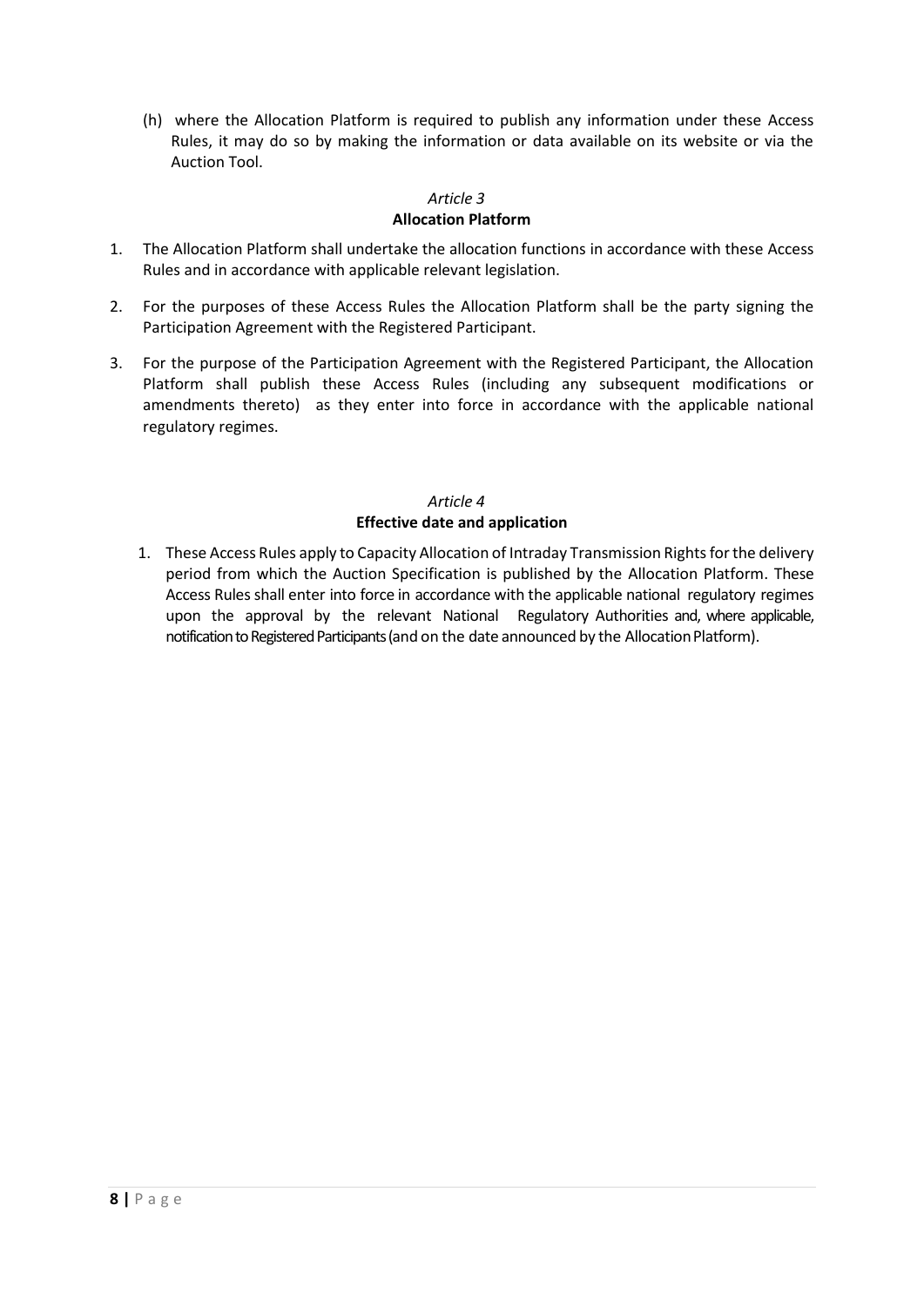(h) where the Allocation Platform is required to publish any information under these Access Rules, it may do so by making the information or data available on its website or via the Auction Tool.

*Article 3*

**Allocation Platform**

1. The Allocation Platform shall undertake the allocation functions in accordance with these Access Rules and in accordance with applicable relevant legislation.
2. For the purposes of these Access Rules the Allocation Platform shall be the party signing the Participation Agreement with the Registered Participant.
3. For the purpose of the Participation Agreement with the Registered Participant, the Allocation Platform shall publish these Access Rules (including any subsequent modifications or amendments thereto) as they enter into force in accordance with the applicable national regulatory regimes.

*Article 4*

**Effective date and application**

1. These Access Rules apply to Capacity Allocation of Intraday Transmission Rights for the delivery period from which the Auction Specification is published by the Allocation Platform. These Access Rules shall enter into force in accordance with the applicable national regulatory regimes upon the approval by the relevant National Regulatory Authorities and, where applicable, notification to Registered Participants (and on the date announced by the Allocation Platform).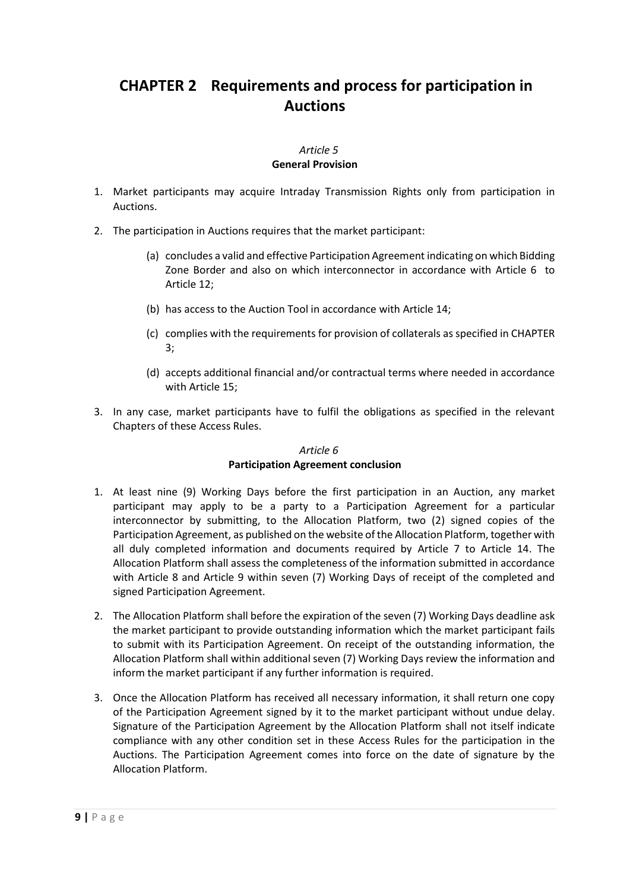# CHAPTER 2 Requirements and process for participation in Auctions

*Article 5*
**General Provision**

1. Market participants may acquire Intraday Transmission Rights only from participation in Auctions.

2. The participation in Auctions requires that the market participant:

   (a) concludes a valid and effective Participation Agreement indicating on which Bidding Zone Border and also on which interconnector in accordance with Article 6 to Article 12;

   (b) has access to the Auction Tool in accordance with Article 14;

   (c) complies with the requirements for provision of collaterals as specified in CHAPTER 3;

   (d) accepts additional financial and/or contractual terms where needed in accordance with Article 15;

3. In any case, market participants have to fulfil the obligations as specified in the relevant Chapters of these Access Rules.

*Article 6*
**Participation Agreement conclusion**

1. At least nine (9) Working Days before the first participation in an Auction, any market participant may apply to be a party to a Participation Agreement for a particular interconnector by submitting, to the Allocation Platform, two (2) signed copies of the Participation Agreement, as published on the website of the Allocation Platform, together with all duly completed information and documents required by Article 7 to Article 14. The Allocation Platform shall assess the completeness of the information submitted in accordance with Article 8 and Article 9 within seven (7) Working Days of receipt of the completed and signed Participation Agreement.

2. The Allocation Platform shall before the expiration of the seven (7) Working Days deadline ask the market participant to provide outstanding information which the market participant fails to submit with its Participation Agreement. On receipt of the outstanding information, the Allocation Platform shall within additional seven (7) Working Days review the information and inform the market participant if any further information is required.

3. Once the Allocation Platform has received all necessary information, it shall return one copy of the Participation Agreement signed by it to the market participant without undue delay. Signature of the Participation Agreement by the Allocation Platform shall not itself indicate compliance with any other condition set in these Access Rules for the participation in the Auctions. The Participation Agreement comes into force on the date of signature by the Allocation Platform.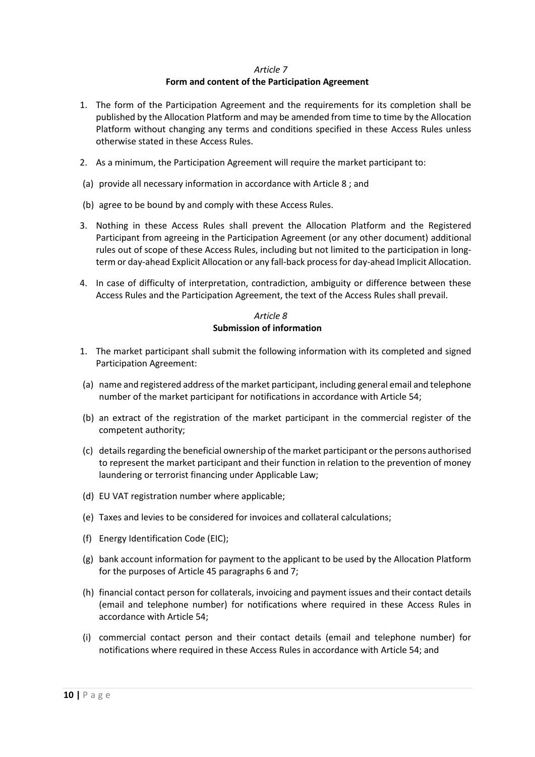*Article 7*

**Form and content of the Participation Agreement**

1. The form of the Participation Agreement and the requirements for its completion shall be published by the Allocation Platform and may be amended from time to time by the Allocation Platform without changing any terms and conditions specified in these Access Rules unless otherwise stated in these Access Rules.

2. As a minimum, the Participation Agreement will require the market participant to:

(a) provide all necessary information in accordance with Article 8 ; and

(b) agree to be bound by and comply with these Access Rules.

3. Nothing in these Access Rules shall prevent the Allocation Platform and the Registered Participant from agreeing in the Participation Agreement (or any other document) additional rules out of scope of these Access Rules, including but not limited to the participation in long-term or day-ahead Explicit Allocation or any fall-back process for day-ahead Implicit Allocation.

4. In case of difficulty of interpretation, contradiction, ambiguity or difference between these Access Rules and the Participation Agreement, the text of the Access Rules shall prevail.

*Article 8*

**Submission of information**

1. The market participant shall submit the following information with its completed and signed Participation Agreement:

(a) name and registered address of the market participant, including general email and telephone number of the market participant for notifications in accordance with Article 54;

(b) an extract of the registration of the market participant in the commercial register of the competent authority;

(c) details regarding the beneficial ownership of the market participant or the persons authorised to represent the market participant and their function in relation to the prevention of money laundering or terrorist financing under Applicable Law;

(d) EU VAT registration number where applicable;

(e) Taxes and levies to be considered for invoices and collateral calculations;

(f) Energy Identification Code (EIC);

(g) bank account information for payment to the applicant to be used by the Allocation Platform for the purposes of Article 45 paragraphs 6 and 7;

(h) financial contact person for collaterals, invoicing and payment issues and their contact details (email and telephone number) for notifications where required in these Access Rules in accordance with Article 54;

(i) commercial contact person and their contact details (email and telephone number) for notifications where required in these Access Rules in accordance with Article 54; and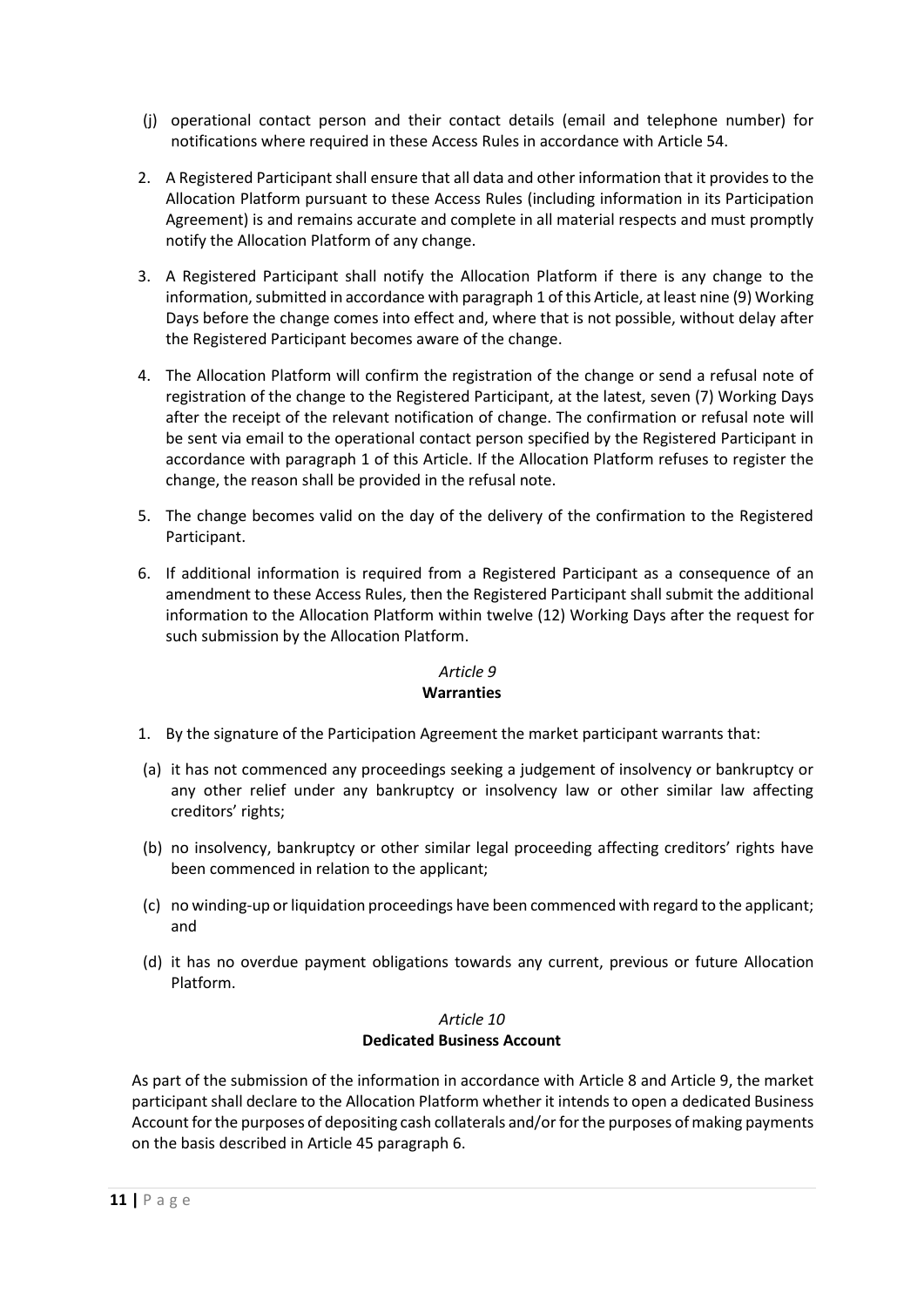(j) operational contact person and their contact details (email and telephone number) for notifications where required in these Access Rules in accordance with Article 54.

2. A Registered Participant shall ensure that all data and other information that it provides to the Allocation Platform pursuant to these Access Rules (including information in its Participation Agreement) is and remains accurate and complete in all material respects and must promptly notify the Allocation Platform of any change.

3. A Registered Participant shall notify the Allocation Platform if there is any change to the information, submitted in accordance with paragraph 1 of this Article, at least nine (9) Working Days before the change comes into effect and, where that is not possible, without delay after the Registered Participant becomes aware of the change.

4. The Allocation Platform will confirm the registration of the change or send a refusal note of registration of the change to the Registered Participant, at the latest, seven (7) Working Days after the receipt of the relevant notification of change. The confirmation or refusal note will be sent via email to the operational contact person specified by the Registered Participant in accordance with paragraph 1 of this Article. If the Allocation Platform refuses to register the change, the reason shall be provided in the refusal note.

5. The change becomes valid on the day of the delivery of the confirmation to the Registered Participant.

6. If additional information is required from a Registered Participant as a consequence of an amendment to these Access Rules, then the Registered Participant shall submit the additional information to the Allocation Platform within twelve (12) Working Days after the request for such submission by the Allocation Platform.

### *Article 9*
### Warranties

1. By the signature of the Participation Agreement the market participant warrants that:

(a) it has not commenced any proceedings seeking a judgement of insolvency or bankruptcy or any other relief under any bankruptcy or insolvency law or other similar law affecting creditors' rights;

(b) no insolvency, bankruptcy or other similar legal proceeding affecting creditors' rights have been commenced in relation to the applicant;

(c) no winding-up or liquidation proceedings have been commenced with regard to the applicant; and

(d) it has no overdue payment obligations towards any current, previous or future Allocation Platform.

### *Article 10*
### Dedicated Business Account

As part of the submission of the information in accordance with Article 8 and Article 9, the market participant shall declare to the Allocation Platform whether it intends to open a dedicated Business Account for the purposes of depositing cash collaterals and/or for the purposes of making payments on the basis described in Article 45 paragraph 6.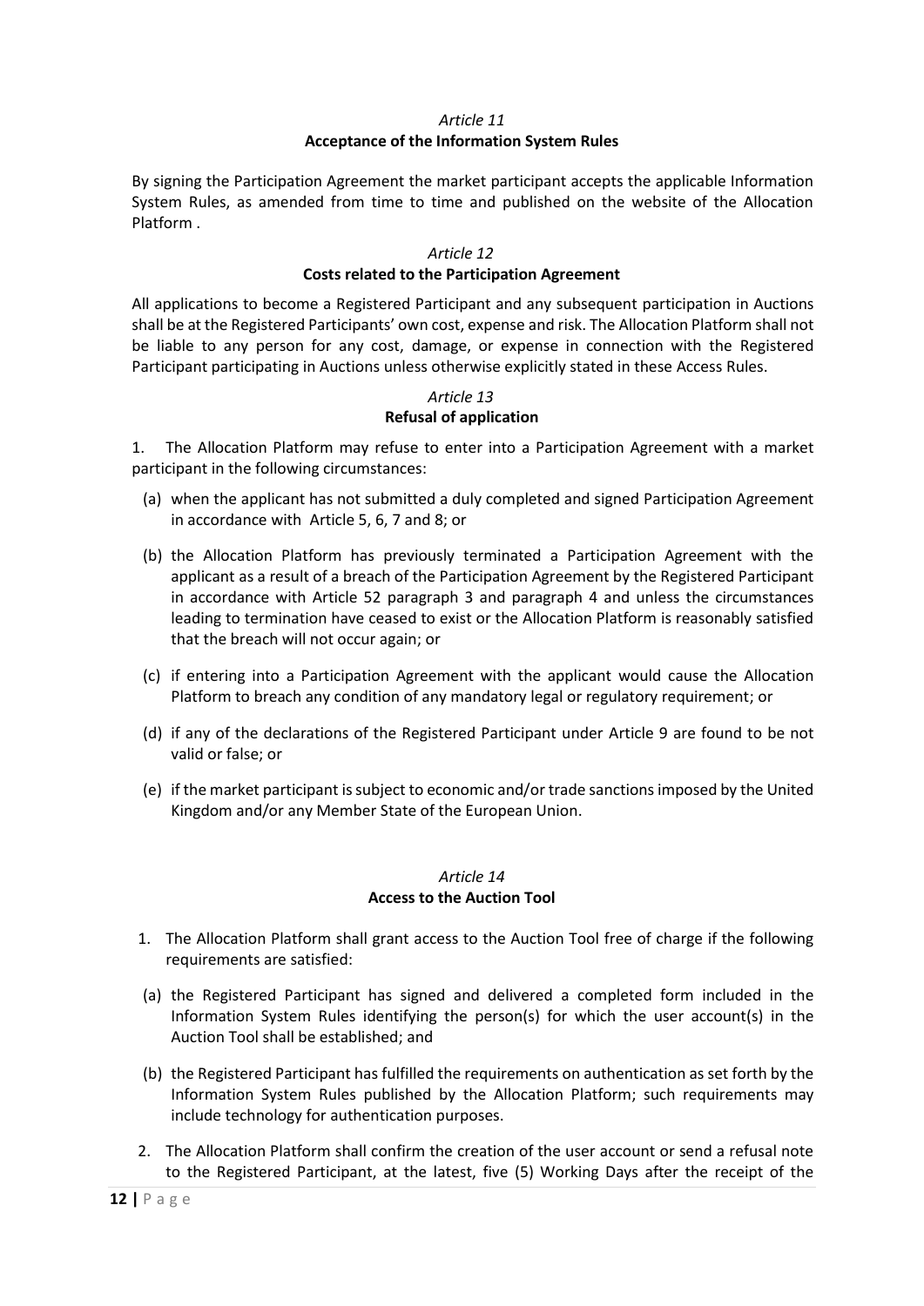*Article 11*
**Acceptance of the Information System Rules**

By signing the Participation Agreement the market participant accepts the applicable Information System Rules, as amended from time to time and published on the website of the Allocation Platform .

*Article 12*
**Costs related to the Participation Agreement**

All applications to become a Registered Participant and any subsequent participation in Auctions shall be at the Registered Participants' own cost, expense and risk. The Allocation Platform shall not be liable to any person for any cost, damage, or expense in connection with the Registered Participant participating in Auctions unless otherwise explicitly stated in these Access Rules.

*Article 13*
**Refusal of application**

1. The Allocation Platform may refuse to enter into a Participation Agreement with a market participant in the following circumstances:

   (a) when the applicant has not submitted a duly completed and signed Participation Agreement in accordance with Article 5, 6, 7 and 8; or

   (b) the Allocation Platform has previously terminated a Participation Agreement with the applicant as a result of a breach of the Participation Agreement by the Registered Participant in accordance with Article 52 paragraph 3 and paragraph 4 and unless the circumstances leading to termination have ceased to exist or the Allocation Platform is reasonably satisfied that the breach will not occur again; or

   (c) if entering into a Participation Agreement with the applicant would cause the Allocation Platform to breach any condition of any mandatory legal or regulatory requirement; or

   (d) if any of the declarations of the Registered Participant under Article 9 are found to be not valid or false; or

   (e) if the market participant is subject to economic and/or trade sanctions imposed by the United Kingdom and/or any Member State of the European Union.

*Article 14*
**Access to the Auction Tool**

1. The Allocation Platform shall grant access to the Auction Tool free of charge if the following requirements are satisfied:

   (a) the Registered Participant has signed and delivered a completed form included in the Information System Rules identifying the person(s) for which the user account(s) in the Auction Tool shall be established; and

   (b) the Registered Participant has fulfilled the requirements on authentication as set forth by the Information System Rules published by the Allocation Platform; such requirements may include technology for authentication purposes.

2. The Allocation Platform shall confirm the creation of the user account or send a refusal note to the Registered Participant, at the latest, five (5) Working Days after the receipt of the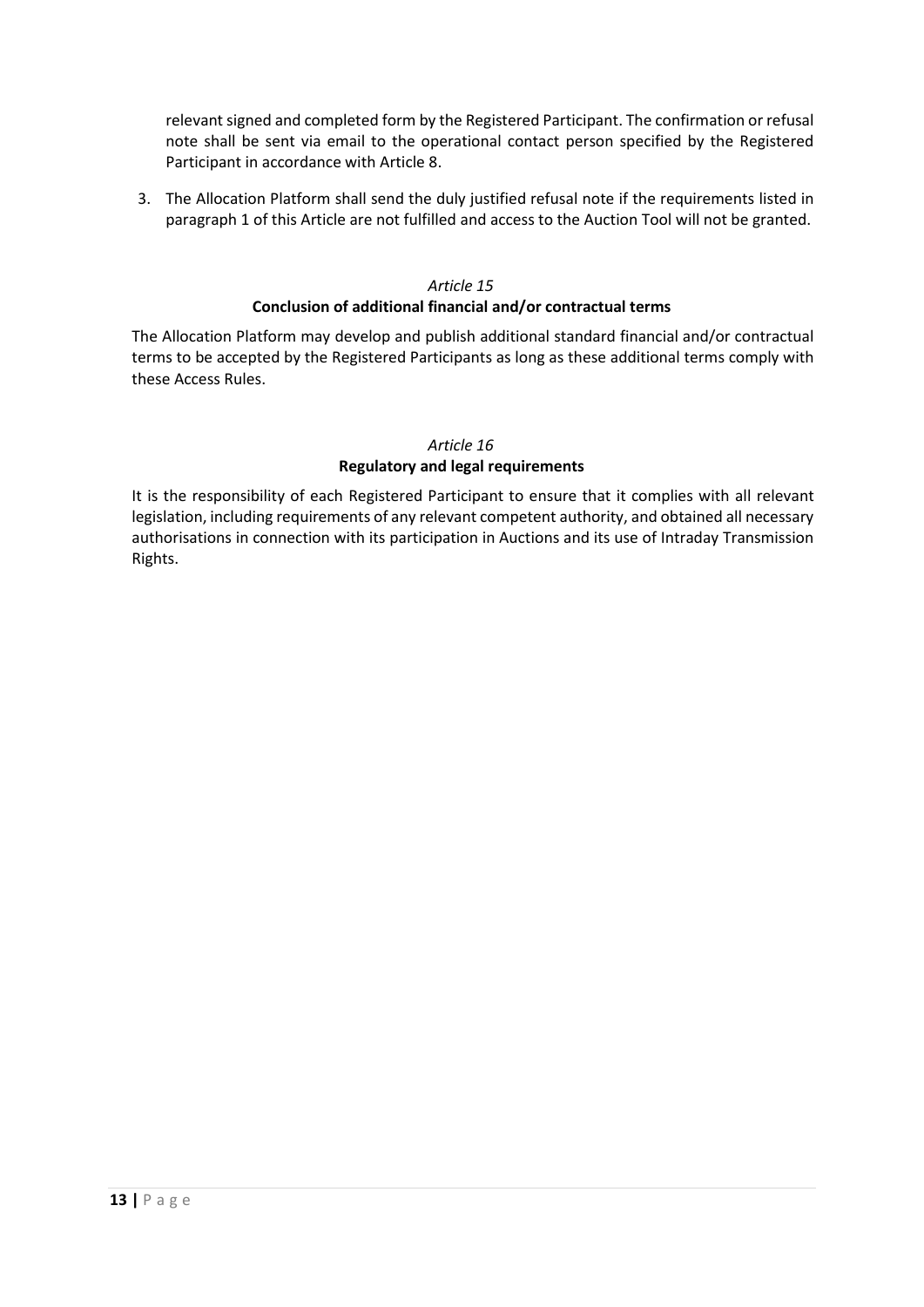relevant signed and completed form by the Registered Participant. The confirmation or refusal note shall be sent via email to the operational contact person specified by the Registered Participant in accordance with Article 8.

3. The Allocation Platform shall send the duly justified refusal note if the requirements listed in paragraph 1 of this Article are not fulfilled and access to the Auction Tool will not be granted.

### *Article 15*
### Conclusion of additional financial and/or contractual terms

The Allocation Platform may develop and publish additional standard financial and/or contractual terms to be accepted by the Registered Participants as long as these additional terms comply with these Access Rules.

### *Article 16*
### Regulatory and legal requirements

It is the responsibility of each Registered Participant to ensure that it complies with all relevant legislation, including requirements of any relevant competent authority, and obtained all necessary authorisations in connection with its participation in Auctions and its use of Intraday Transmission Rights.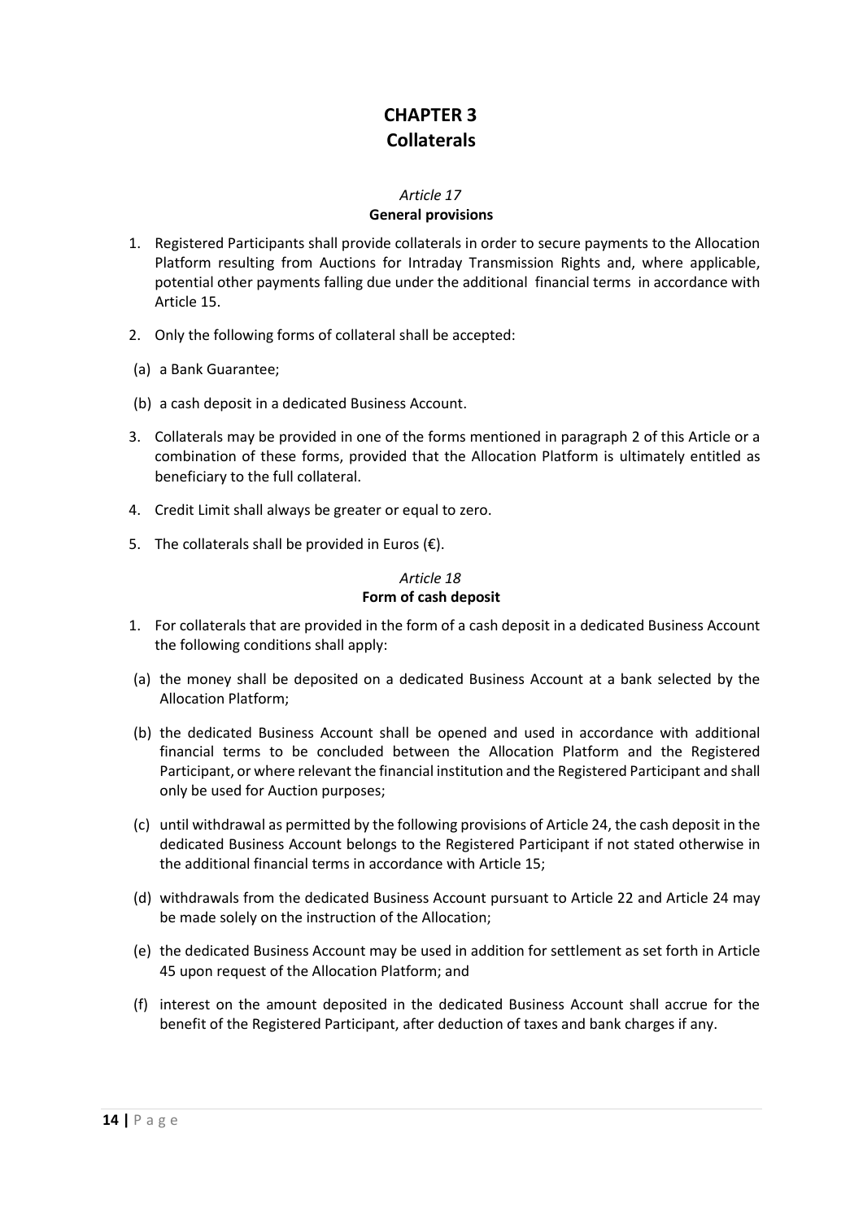# CHAPTER 3
# Collaterals

*Article 17*
**General provisions**

1. Registered Participants shall provide collaterals in order to secure payments to the Allocation Platform resulting from Auctions for Intraday Transmission Rights and, where applicable, potential other payments falling due under the additional financial terms in accordance with Article 15.

2. Only the following forms of collateral shall be accepted:

 (a) a Bank Guarantee;

 (b) a cash deposit in a dedicated Business Account.

3. Collaterals may be provided in one of the forms mentioned in paragraph 2 of this Article or a combination of these forms, provided that the Allocation Platform is ultimately entitled as beneficiary to the full collateral.

4. Credit Limit shall always be greater or equal to zero.

5. The collaterals shall be provided in Euros (€).

*Article 18*
**Form of cash deposit**

1. For collaterals that are provided in the form of a cash deposit in a dedicated Business Account the following conditions shall apply:

 (a) the money shall be deposited on a dedicated Business Account at a bank selected by the Allocation Platform;

 (b) the dedicated Business Account shall be opened and used in accordance with additional financial terms to be concluded between the Allocation Platform and the Registered Participant, or where relevant the financial institution and the Registered Participant and shall only be used for Auction purposes;

 (c) until withdrawal as permitted by the following provisions of Article 24, the cash deposit in the dedicated Business Account belongs to the Registered Participant if not stated otherwise in the additional financial terms in accordance with Article 15;

 (d) withdrawals from the dedicated Business Account pursuant to Article 22 and Article 24 may be made solely on the instruction of the Allocation;

 (e) the dedicated Business Account may be used in addition for settlement as set forth in Article 45 upon request of the Allocation Platform; and

 (f) interest on the amount deposited in the dedicated Business Account shall accrue for the benefit of the Registered Participant, after deduction of taxes and bank charges if any.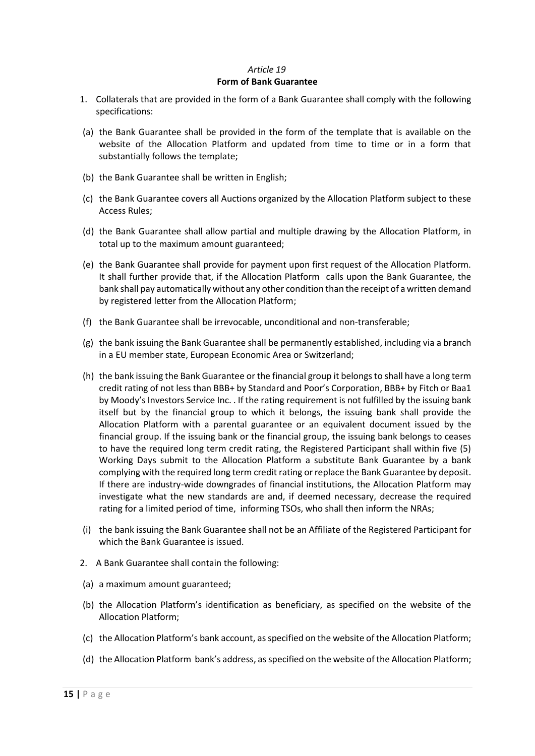*Article 19*

**Form of Bank Guarantee**

1. Collaterals that are provided in the form of a Bank Guarantee shall comply with the following specifications:

(a) the Bank Guarantee shall be provided in the form of the template that is available on the website of the Allocation Platform and updated from time to time or in a form that substantially follows the template;

(b) the Bank Guarantee shall be written in English;

(c) the Bank Guarantee covers all Auctions organized by the Allocation Platform subject to these Access Rules;

(d) the Bank Guarantee shall allow partial and multiple drawing by the Allocation Platform, in total up to the maximum amount guaranteed;

(e) the Bank Guarantee shall provide for payment upon first request of the Allocation Platform. It shall further provide that, if the Allocation Platform calls upon the Bank Guarantee, the bank shall pay automatically without any other condition than the receipt of a written demand by registered letter from the Allocation Platform;

(f) the Bank Guarantee shall be irrevocable, unconditional and non-transferable;

(g) the bank issuing the Bank Guarantee shall be permanently established, including via a branch in a EU member state, European Economic Area or Switzerland;

(h) the bank issuing the Bank Guarantee or the financial group it belongs to shall have a long term credit rating of not less than BBB+ by Standard and Poor's Corporation, BBB+ by Fitch or Baa1 by Moody's Investors Service Inc. . If the rating requirement is not fulfilled by the issuing bank itself but by the financial group to which it belongs, the issuing bank shall provide the Allocation Platform with a parental guarantee or an equivalent document issued by the financial group. If the issuing bank or the financial group, the issuing bank belongs to ceases to have the required long term credit rating, the Registered Participant shall within five (5) Working Days submit to the Allocation Platform a substitute Bank Guarantee by a bank complying with the required long term credit rating or replace the Bank Guarantee by deposit. If there are industry-wide downgrades of financial institutions, the Allocation Platform may investigate what the new standards are and, if deemed necessary, decrease the required rating for a limited period of time, informing TSOs, who shall then inform the NRAs;

(i) the bank issuing the Bank Guarantee shall not be an Affiliate of the Registered Participant for which the Bank Guarantee is issued.

2. A Bank Guarantee shall contain the following:

(a) a maximum amount guaranteed;

(b) the Allocation Platform's identification as beneficiary, as specified on the website of the Allocation Platform;

(c) the Allocation Platform's bank account, as specified on the website of the Allocation Platform;

(d) the Allocation Platform bank's address, as specified on the website of the Allocation Platform;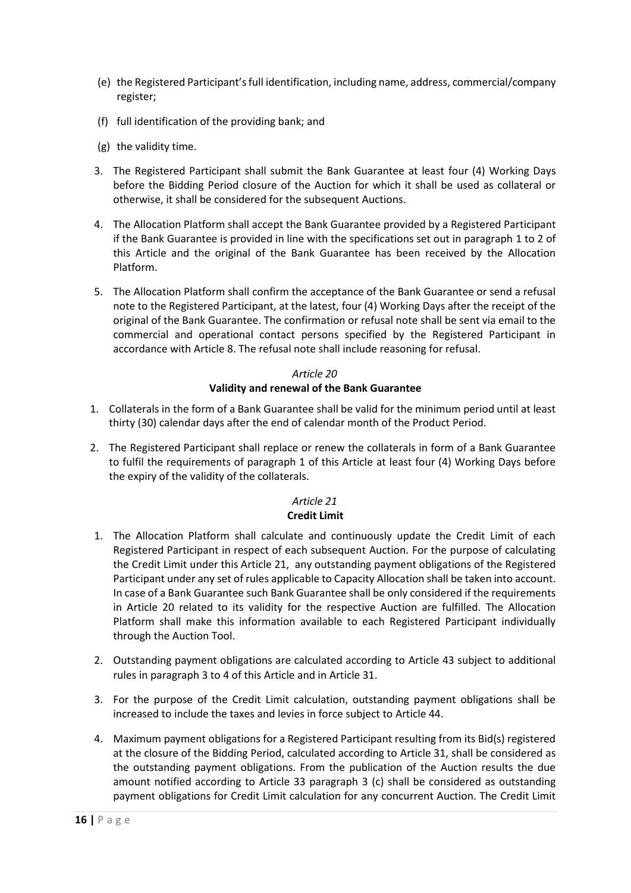(e) the Registered Participant's full identification, including name, address, commercial/company register;

(f) full identification of the providing bank; and

(g) the validity time.

3. The Registered Participant shall submit the Bank Guarantee at least four (4) Working Days before the Bidding Period closure of the Auction for which it shall be used as collateral or otherwise, it shall be considered for the subsequent Auctions.

4. The Allocation Platform shall accept the Bank Guarantee provided by a Registered Participant if the Bank Guarantee is provided in line with the specifications set out in paragraph 1 to 2 of this Article and the original of the Bank Guarantee has been received by the Allocation Platform.

5. The Allocation Platform shall confirm the acceptance of the Bank Guarantee or send a refusal note to the Registered Participant, at the latest, four (4) Working Days after the receipt of the original of the Bank Guarantee. The confirmation or refusal note shall be sent via email to the commercial and operational contact persons specified by the Registered Participant in accordance with Article 8. The refusal note shall include reasoning for refusal.

### *Article 20*
### Validity and renewal of the Bank Guarantee

1. Collaterals in the form of a Bank Guarantee shall be valid for the minimum period until at least thirty (30) calendar days after the end of calendar month of the Product Period.

2. The Registered Participant shall replace or renew the collaterals in form of a Bank Guarantee to fulfil the requirements of paragraph 1 of this Article at least four (4) Working Days before the expiry of the validity of the collaterals.

### *Article 21*
### Credit Limit

1. The Allocation Platform shall calculate and continuously update the Credit Limit of each Registered Participant in respect of each subsequent Auction. For the purpose of calculating the Credit Limit under this Article 21, any outstanding payment obligations of the Registered Participant under any set of rules applicable to Capacity Allocation shall be taken into account. In case of a Bank Guarantee such Bank Guarantee shall be only considered if the requirements in Article 20 related to its validity for the respective Auction are fulfilled. The Allocation Platform shall make this information available to each Registered Participant individually through the Auction Tool.

2. Outstanding payment obligations are calculated according to Article 43 subject to additional rules in paragraph 3 to 4 of this Article and in Article 31.

3. For the purpose of the Credit Limit calculation, outstanding payment obligations shall be increased to include the taxes and levies in force subject to Article 44.

4. Maximum payment obligations for a Registered Participant resulting from its Bid(s) registered at the closure of the Bidding Period, calculated according to Article 31, shall be considered as the outstanding payment obligations. From the publication of the Auction results the due amount notified according to Article 33 paragraph 3 (c) shall be considered as outstanding payment obligations for Credit Limit calculation for any concurrent Auction. The Credit Limit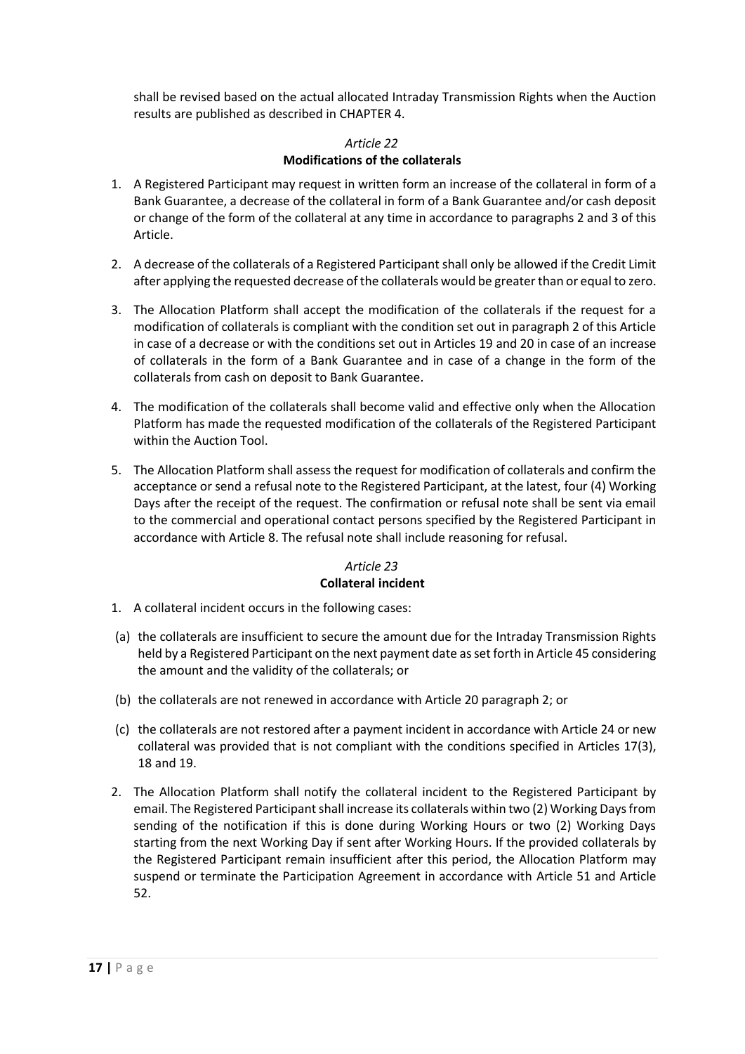shall be revised based on the actual allocated Intraday Transmission Rights when the Auction results are published as described in CHAPTER 4.

### *Article 22*
### Modifications of the collaterals

1. A Registered Participant may request in written form an increase of the collateral in form of a Bank Guarantee, a decrease of the collateral in form of a Bank Guarantee and/or cash deposit or change of the form of the collateral at any time in accordance to paragraphs 2 and 3 of this Article.

2. A decrease of the collaterals of a Registered Participant shall only be allowed if the Credit Limit after applying the requested decrease of the collaterals would be greater than or equal to zero.

3. The Allocation Platform shall accept the modification of the collaterals if the request for a modification of collaterals is compliant with the condition set out in paragraph 2 of this Article in case of a decrease or with the conditions set out in Articles 19 and 20 in case of an increase of collaterals in the form of a Bank Guarantee and in case of a change in the form of the collaterals from cash on deposit to Bank Guarantee.

4. The modification of the collaterals shall become valid and effective only when the Allocation Platform has made the requested modification of the collaterals of the Registered Participant within the Auction Tool.

5. The Allocation Platform shall assess the request for modification of collaterals and confirm the acceptance or send a refusal note to the Registered Participant, at the latest, four (4) Working Days after the receipt of the request. The confirmation or refusal note shall be sent via email to the commercial and operational contact persons specified by the Registered Participant in accordance with Article 8. The refusal note shall include reasoning for refusal.

### *Article 23*
### Collateral incident

1. A collateral incident occurs in the following cases:

 (a) the collaterals are insufficient to secure the amount due for the Intraday Transmission Rights held by a Registered Participant on the next payment date as set forth in Article 45 considering the amount and the validity of the collaterals; or

 (b) the collaterals are not renewed in accordance with Article 20 paragraph 2; or

 (c) the collaterals are not restored after a payment incident in accordance with Article 24 or new collateral was provided that is not compliant with the conditions specified in Articles 17(3), 18 and 19.

2. The Allocation Platform shall notify the collateral incident to the Registered Participant by email. The Registered Participant shall increase its collaterals within two (2) Working Days from sending of the notification if this is done during Working Hours or two (2) Working Days starting from the next Working Day if sent after Working Hours. If the provided collaterals by the Registered Participant remain insufficient after this period, the Allocation Platform may suspend or terminate the Participation Agreement in accordance with Article 51 and Article 52.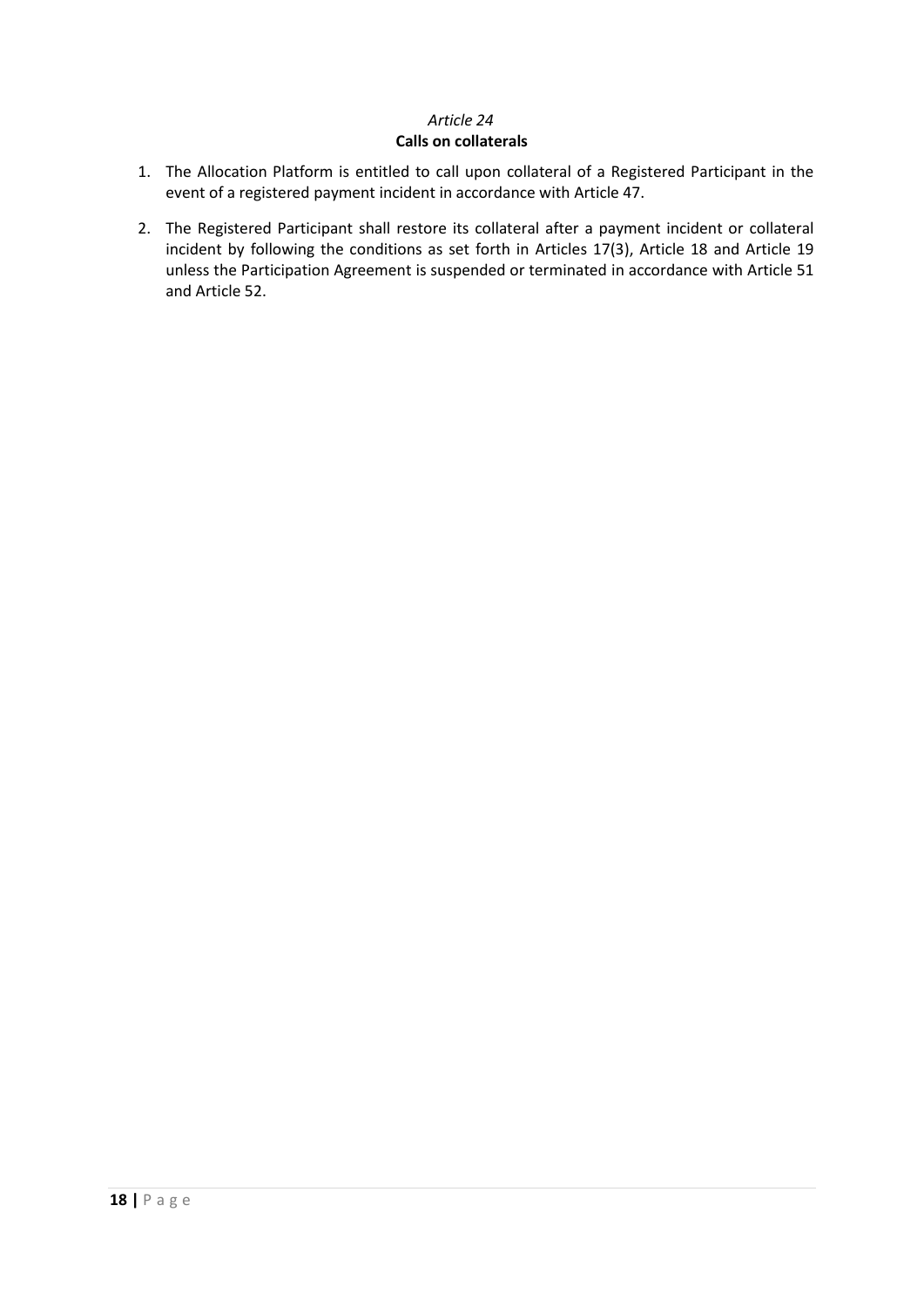*Article 24*
**Calls on collaterals**

1. The Allocation Platform is entitled to call upon collateral of a Registered Participant in the event of a registered payment incident in accordance with Article 47.

2. The Registered Participant shall restore its collateral after a payment incident or collateral incident by following the conditions as set forth in Articles 17(3), Article 18 and Article 19 unless the Participation Agreement is suspended or terminated in accordance with Article 51 and Article 52.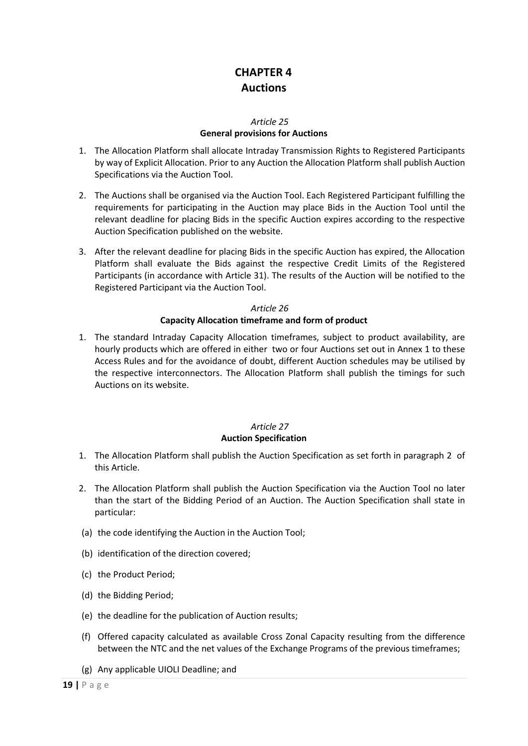# CHAPTER 4
# Auctions

### *Article 25*
### General provisions for Auctions

1. The Allocation Platform shall allocate Intraday Transmission Rights to Registered Participants by way of Explicit Allocation. Prior to any Auction the Allocation Platform shall publish Auction Specifications via the Auction Tool.

2. The Auctions shall be organised via the Auction Tool. Each Registered Participant fulfilling the requirements for participating in the Auction may place Bids in the Auction Tool until the relevant deadline for placing Bids in the specific Auction expires according to the respective Auction Specification published on the website.

3. After the relevant deadline for placing Bids in the specific Auction has expired, the Allocation Platform shall evaluate the Bids against the respective Credit Limits of the Registered Participants (in accordance with Article 31). The results of the Auction will be notified to the Registered Participant via the Auction Tool.

### *Article 26*
### Capacity Allocation timeframe and form of product

1. The standard Intraday Capacity Allocation timeframes, subject to product availability, are hourly products which are offered in either two or four Auctions set out in Annex 1 to these Access Rules and for the avoidance of doubt, different Auction schedules may be utilised by the respective interconnectors. The Allocation Platform shall publish the timings for such Auctions on its website.

### *Article 27*
### Auction Specification

1. The Allocation Platform shall publish the Auction Specification as set forth in paragraph 2 of this Article.

2. The Allocation Platform shall publish the Auction Specification via the Auction Tool no later than the start of the Bidding Period of an Auction. The Auction Specification shall state in particular:

(a) the code identifying the Auction in the Auction Tool;

(b) identification of the direction covered;

(c) the Product Period;

(d) the Bidding Period;

(e) the deadline for the publication of Auction results;

(f) Offered capacity calculated as available Cross Zonal Capacity resulting from the difference between the NTC and the net values of the Exchange Programs of the previous timeframes;

(g) Any applicable UIOLI Deadline; and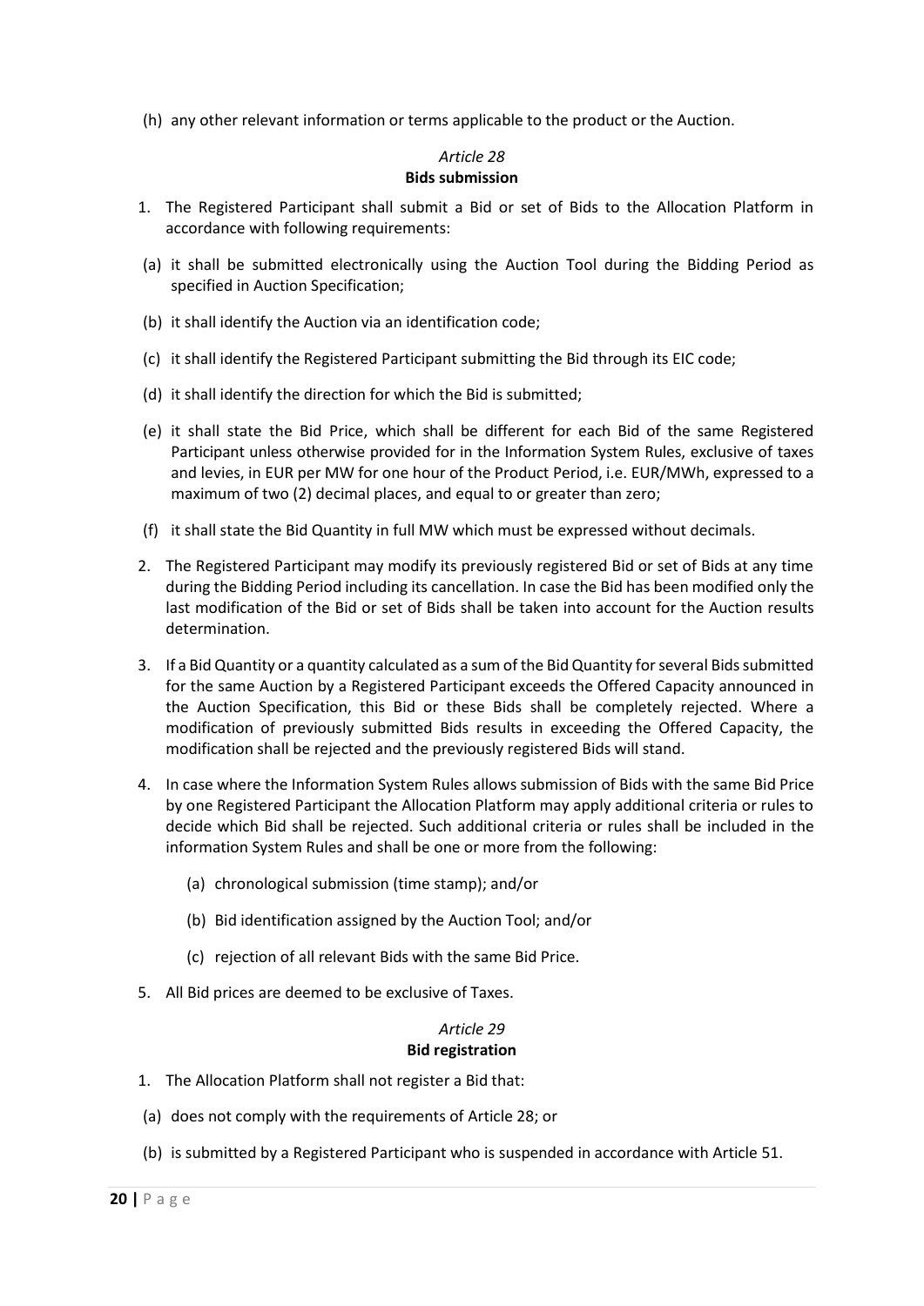(h) any other relevant information or terms applicable to the product or the Auction.

*Article 28*
**Bids submission**

1. The Registered Participant shall submit a Bid or set of Bids to the Allocation Platform in accordance with following requirements:

(a) it shall be submitted electronically using the Auction Tool during the Bidding Period as specified in Auction Specification;

(b) it shall identify the Auction via an identification code;

(c) it shall identify the Registered Participant submitting the Bid through its EIC code;

(d) it shall identify the direction for which the Bid is submitted;

(e) it shall state the Bid Price, which shall be different for each Bid of the same Registered Participant unless otherwise provided for in the Information System Rules, exclusive of taxes and levies, in EUR per MW for one hour of the Product Period, i.e. EUR/MWh, expressed to a maximum of two (2) decimal places, and equal to or greater than zero;

(f) it shall state the Bid Quantity in full MW which must be expressed without decimals.

2. The Registered Participant may modify its previously registered Bid or set of Bids at any time during the Bidding Period including its cancellation. In case the Bid has been modified only the last modification of the Bid or set of Bids shall be taken into account for the Auction results determination.

3. If a Bid Quantity or a quantity calculated as a sum of the Bid Quantity for several Bids submitted for the same Auction by a Registered Participant exceeds the Offered Capacity announced in the Auction Specification, this Bid or these Bids shall be completely rejected. Where a modification of previously submitted Bids results in exceeding the Offered Capacity, the modification shall be rejected and the previously registered Bids will stand.

4. In case where the Information System Rules allows submission of Bids with the same Bid Price by one Registered Participant the Allocation Platform may apply additional criteria or rules to decide which Bid shall be rejected. Such additional criteria or rules shall be included in the information System Rules and shall be one or more from the following:

    (a) chronological submission (time stamp); and/or

    (b) Bid identification assigned by the Auction Tool; and/or

    (c) rejection of all relevant Bids with the same Bid Price.

5. All Bid prices are deemed to be exclusive of Taxes.

*Article 29*
**Bid registration**

1. The Allocation Platform shall not register a Bid that:

(a) does not comply with the requirements of Article 28; or

(b) is submitted by a Registered Participant who is suspended in accordance with Article 51.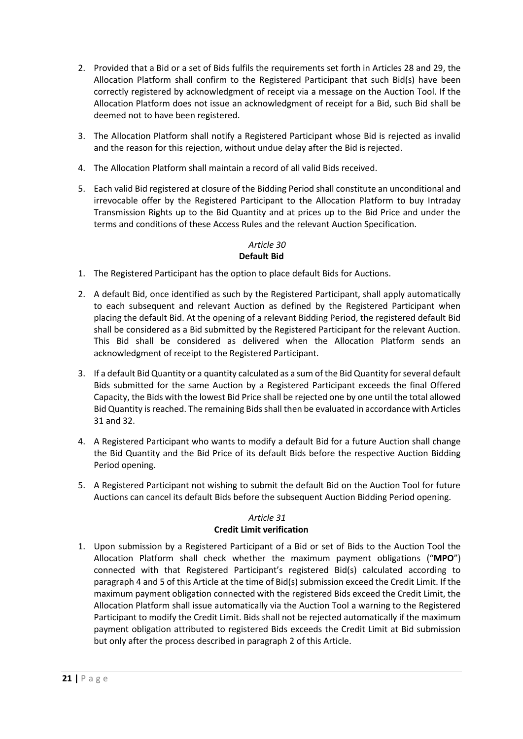2. Provided that a Bid or a set of Bids fulfils the requirements set forth in Articles 28 and 29, the Allocation Platform shall confirm to the Registered Participant that such Bid(s) have been correctly registered by acknowledgment of receipt via a message on the Auction Tool. If the Allocation Platform does not issue an acknowledgment of receipt for a Bid, such Bid shall be deemed not to have been registered.

3. The Allocation Platform shall notify a Registered Participant whose Bid is rejected as invalid and the reason for this rejection, without undue delay after the Bid is rejected.

4. The Allocation Platform shall maintain a record of all valid Bids received.

5. Each valid Bid registered at closure of the Bidding Period shall constitute an unconditional and irrevocable offer by the Registered Participant to the Allocation Platform to buy Intraday Transmission Rights up to the Bid Quantity and at prices up to the Bid Price and under the terms and conditions of these Access Rules and the relevant Auction Specification.

### *Article 30*
### **Default Bid**

1. The Registered Participant has the option to place default Bids for Auctions.

2. A default Bid, once identified as such by the Registered Participant, shall apply automatically to each subsequent and relevant Auction as defined by the Registered Participant when placing the default Bid. At the opening of a relevant Bidding Period, the registered default Bid shall be considered as a Bid submitted by the Registered Participant for the relevant Auction. This Bid shall be considered as delivered when the Allocation Platform sends an acknowledgment of receipt to the Registered Participant.

3. If a default Bid Quantity or a quantity calculated as a sum of the Bid Quantity for several default Bids submitted for the same Auction by a Registered Participant exceeds the final Offered Capacity, the Bids with the lowest Bid Price shall be rejected one by one until the total allowed Bid Quantity is reached. The remaining Bids shall then be evaluated in accordance with Articles 31 and 32.

4. A Registered Participant who wants to modify a default Bid for a future Auction shall change the Bid Quantity and the Bid Price of its default Bids before the respective Auction Bidding Period opening.

5. A Registered Participant not wishing to submit the default Bid on the Auction Tool for future Auctions can cancel its default Bids before the subsequent Auction Bidding Period opening.

### *Article 31*
### **Credit Limit verification**

1. Upon submission by a Registered Participant of a Bid or set of Bids to the Auction Tool the Allocation Platform shall check whether the maximum payment obligations ("**MPO**") connected with that Registered Participant's registered Bid(s) calculated according to paragraph 4 and 5 of this Article at the time of Bid(s) submission exceed the Credit Limit. If the maximum payment obligation connected with the registered Bids exceed the Credit Limit, the Allocation Platform shall issue automatically via the Auction Tool a warning to the Registered Participant to modify the Credit Limit. Bids shall not be rejected automatically if the maximum payment obligation attributed to registered Bids exceeds the Credit Limit at Bid submission but only after the process described in paragraph 2 of this Article.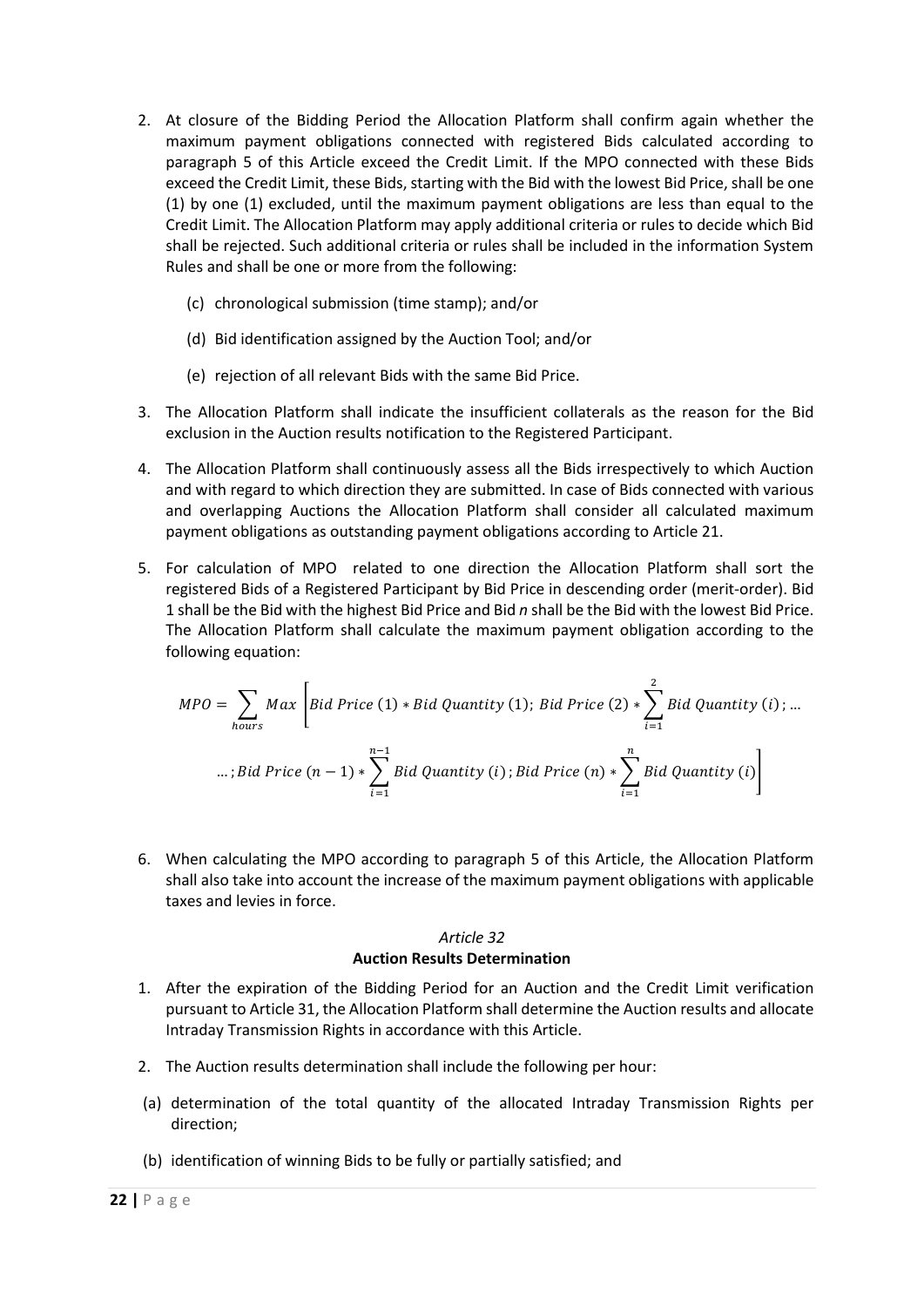2. At closure of the Bidding Period the Allocation Platform shall confirm again whether the maximum payment obligations connected with registered Bids calculated according to paragraph 5 of this Article exceed the Credit Limit. If the MPO connected with these Bids exceed the Credit Limit, these Bids, starting with the Bid with the lowest Bid Price, shall be one (1) by one (1) excluded, until the maximum payment obligations are less than equal to the Credit Limit. The Allocation Platform may apply additional criteria or rules to decide which Bid shall be rejected. Such additional criteria or rules shall be included in the information System Rules and shall be one or more from the following:

    (c) chronological submission (time stamp); and/or

    (d) Bid identification assigned by the Auction Tool; and/or

    (e) rejection of all relevant Bids with the same Bid Price.

3. The Allocation Platform shall indicate the insufficient collaterals as the reason for the Bid exclusion in the Auction results notification to the Registered Participant.

4. The Allocation Platform shall continuously assess all the Bids irrespectively to which Auction and with regard to which direction they are submitted. In case of Bids connected with various and overlapping Auctions the Allocation Platform shall consider all calculated maximum payment obligations as outstanding payment obligations according to Article 21.

5. For calculation of MPO related to one direction the Allocation Platform shall sort the registered Bids of a Registered Participant by Bid Price in descending order (merit-order). Bid 1 shall be the Bid with the highest Bid Price and Bid *n* shall be the Bid with the lowest Bid Price. The Allocation Platform shall calculate the maximum payment obligation according to the following equation:

$$MPO = \sum_{hours} Max \left[ Bid\ Price\ (1) * Bid\ Quantity\ (1);\ Bid\ Price\ (2) * \sum_{i=1}^{2} Bid\ Quantity\ (i);\ \ldots \right.$$

$$\left. \ldots;\ Bid\ Price\ (n-1) * \sum_{i=1}^{n-1} Bid\ Quantity\ (i);\ Bid\ Price\ (n) * \sum_{i=1}^{n} Bid\ Quantity\ (i) \right]$$

6. When calculating the MPO according to paragraph 5 of this Article, the Allocation Platform shall also take into account the increase of the maximum payment obligations with applicable taxes and levies in force.

### *Article 32*
### **Auction Results Determination**

1. After the expiration of the Bidding Period for an Auction and the Credit Limit verification pursuant to Article 31, the Allocation Platform shall determine the Auction results and allocate Intraday Transmission Rights in accordance with this Article.

2. The Auction results determination shall include the following per hour:

   (a) determination of the total quantity of the allocated Intraday Transmission Rights per direction;

   (b) identification of winning Bids to be fully or partially satisfied; and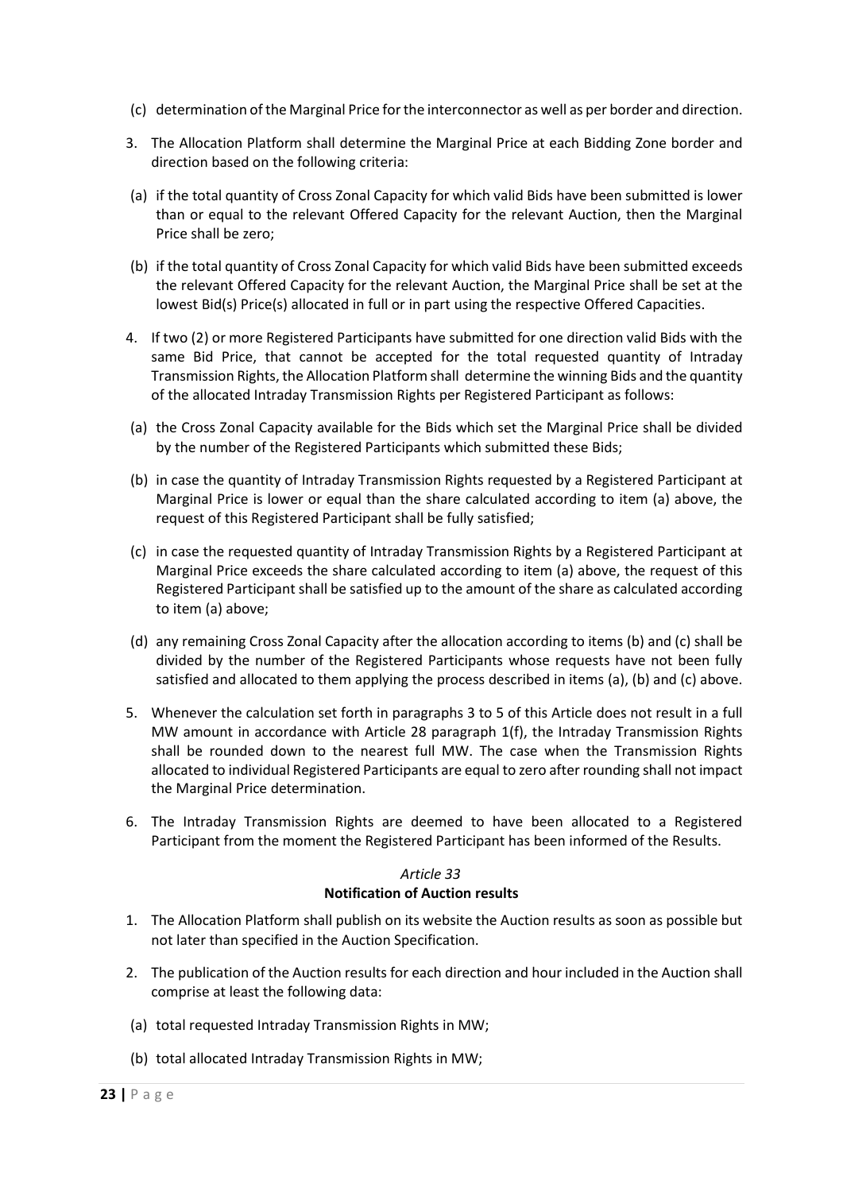(c) determination of the Marginal Price for the interconnector as well as per border and direction.

3. The Allocation Platform shall determine the Marginal Price at each Bidding Zone border and direction based on the following criteria:

(a) if the total quantity of Cross Zonal Capacity for which valid Bids have been submitted is lower than or equal to the relevant Offered Capacity for the relevant Auction, then the Marginal Price shall be zero;

(b) if the total quantity of Cross Zonal Capacity for which valid Bids have been submitted exceeds the relevant Offered Capacity for the relevant Auction, the Marginal Price shall be set at the lowest Bid(s) Price(s) allocated in full or in part using the respective Offered Capacities.

4. If two (2) or more Registered Participants have submitted for one direction valid Bids with the same Bid Price, that cannot be accepted for the total requested quantity of Intraday Transmission Rights, the Allocation Platform shall determine the winning Bids and the quantity of the allocated Intraday Transmission Rights per Registered Participant as follows:

(a) the Cross Zonal Capacity available for the Bids which set the Marginal Price shall be divided by the number of the Registered Participants which submitted these Bids;

(b) in case the quantity of Intraday Transmission Rights requested by a Registered Participant at Marginal Price is lower or equal than the share calculated according to item (a) above, the request of this Registered Participant shall be fully satisfied;

(c) in case the requested quantity of Intraday Transmission Rights by a Registered Participant at Marginal Price exceeds the share calculated according to item (a) above, the request of this Registered Participant shall be satisfied up to the amount of the share as calculated according to item (a) above;

(d) any remaining Cross Zonal Capacity after the allocation according to items (b) and (c) shall be divided by the number of the Registered Participants whose requests have not been fully satisfied and allocated to them applying the process described in items (a), (b) and (c) above.

5. Whenever the calculation set forth in paragraphs 3 to 5 of this Article does not result in a full MW amount in accordance with Article 28 paragraph 1(f), the Intraday Transmission Rights shall be rounded down to the nearest full MW. The case when the Transmission Rights allocated to individual Registered Participants are equal to zero after rounding shall not impact the Marginal Price determination.

6. The Intraday Transmission Rights are deemed to have been allocated to a Registered Participant from the moment the Registered Participant has been informed of the Results.

### *Article 33*
### Notification of Auction results

1. The Allocation Platform shall publish on its website the Auction results as soon as possible but not later than specified in the Auction Specification.

2. The publication of the Auction results for each direction and hour included in the Auction shall comprise at least the following data:

(a) total requested Intraday Transmission Rights in MW;

(b) total allocated Intraday Transmission Rights in MW;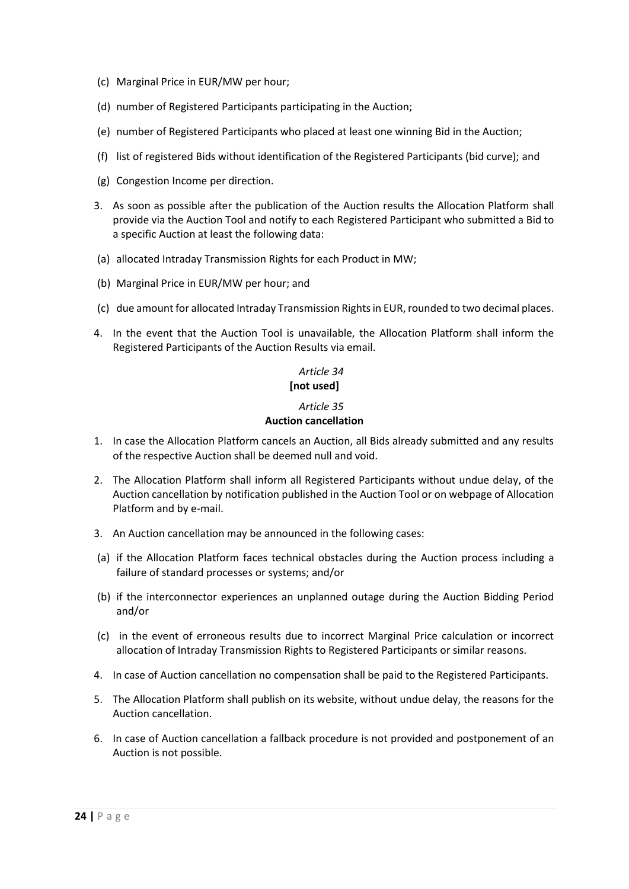(c) Marginal Price in EUR/MW per hour;

(d) number of Registered Participants participating in the Auction;

(e) number of Registered Participants who placed at least one winning Bid in the Auction;

(f) list of registered Bids without identification of the Registered Participants (bid curve); and

(g) Congestion Income per direction.

3. As soon as possible after the publication of the Auction results the Allocation Platform shall provide via the Auction Tool and notify to each Registered Participant who submitted a Bid to a specific Auction at least the following data:

(a) allocated Intraday Transmission Rights for each Product in MW;

(b) Marginal Price in EUR/MW per hour; and

(c) due amount for allocated Intraday Transmission Rights in EUR, rounded to two decimal places.

4. In the event that the Auction Tool is unavailable, the Allocation Platform shall inform the Registered Participants of the Auction Results via email.

*Article 34*

**[not used]**

*Article 35*

**Auction cancellation**

1. In case the Allocation Platform cancels an Auction, all Bids already submitted and any results of the respective Auction shall be deemed null and void.

2. The Allocation Platform shall inform all Registered Participants without undue delay, of the Auction cancellation by notification published in the Auction Tool or on webpage of Allocation Platform and by e-mail.

3. An Auction cancellation may be announced in the following cases:

(a) if the Allocation Platform faces technical obstacles during the Auction process including a failure of standard processes or systems; and/or

(b) if the interconnector experiences an unplanned outage during the Auction Bidding Period and/or

(c) in the event of erroneous results due to incorrect Marginal Price calculation or incorrect allocation of Intraday Transmission Rights to Registered Participants or similar reasons.

4. In case of Auction cancellation no compensation shall be paid to the Registered Participants.

5. The Allocation Platform shall publish on its website, without undue delay, the reasons for the Auction cancellation.

6. In case of Auction cancellation a fallback procedure is not provided and postponement of an Auction is not possible.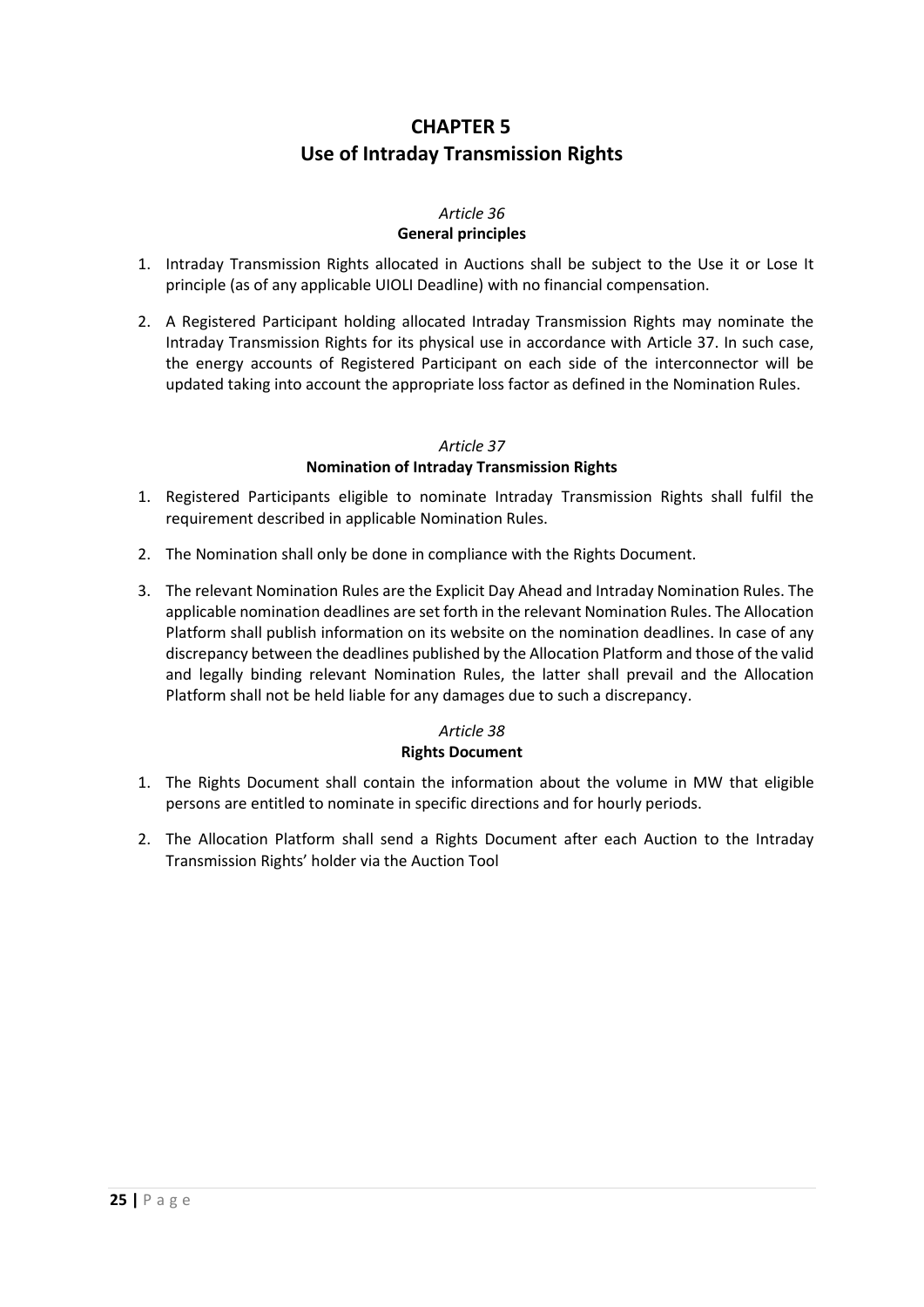# CHAPTER 5
# Use of Intraday Transmission Rights

*Article 36*

**General principles**

1. Intraday Transmission Rights allocated in Auctions shall be subject to the Use it or Lose It principle (as of any applicable UIOLI Deadline) with no financial compensation.

2. A Registered Participant holding allocated Intraday Transmission Rights may nominate the Intraday Transmission Rights for its physical use in accordance with Article 37. In such case, the energy accounts of Registered Participant on each side of the interconnector will be updated taking into account the appropriate loss factor as defined in the Nomination Rules.

*Article 37*

**Nomination of Intraday Transmission Rights**

1. Registered Participants eligible to nominate Intraday Transmission Rights shall fulfil the requirement described in applicable Nomination Rules.

2. The Nomination shall only be done in compliance with the Rights Document.

3. The relevant Nomination Rules are the Explicit Day Ahead and Intraday Nomination Rules. The applicable nomination deadlines are set forth in the relevant Nomination Rules. The Allocation Platform shall publish information on its website on the nomination deadlines. In case of any discrepancy between the deadlines published by the Allocation Platform and those of the valid and legally binding relevant Nomination Rules, the latter shall prevail and the Allocation Platform shall not be held liable for any damages due to such a discrepancy.

*Article 38*

**Rights Document**

1. The Rights Document shall contain the information about the volume in MW that eligible persons are entitled to nominate in specific directions and for hourly periods.

2. The Allocation Platform shall send a Rights Document after each Auction to the Intraday Transmission Rights' holder via the Auction Tool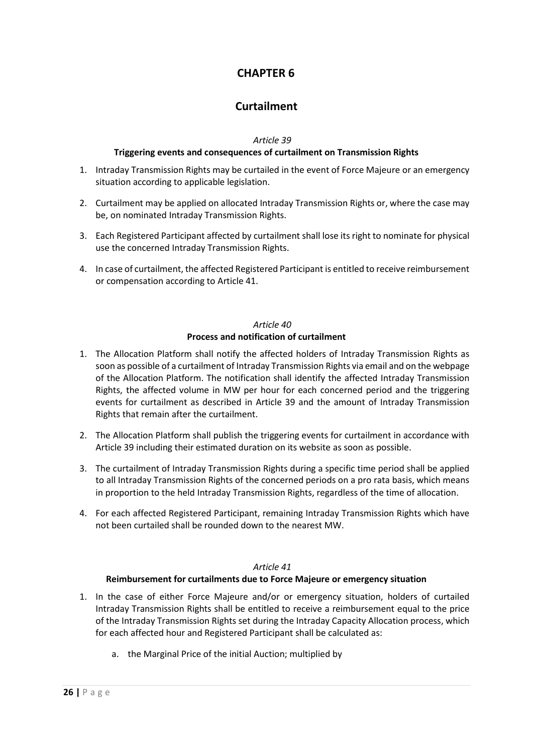# CHAPTER 6

## Curtailment

*Article 39*

**Triggering events and consequences of curtailment on Transmission Rights**

1. Intraday Transmission Rights may be curtailed in the event of Force Majeure or an emergency situation according to applicable legislation.
2. Curtailment may be applied on allocated Intraday Transmission Rights or, where the case may be, on nominated Intraday Transmission Rights.
3. Each Registered Participant affected by curtailment shall lose its right to nominate for physical use the concerned Intraday Transmission Rights.
4. In case of curtailment, the affected Registered Participant is entitled to receive reimbursement or compensation according to Article 41.

*Article 40*

**Process and notification of curtailment**

1. The Allocation Platform shall notify the affected holders of Intraday Transmission Rights as soon as possible of a curtailment of Intraday Transmission Rights via email and on the webpage of the Allocation Platform. The notification shall identify the affected Intraday Transmission Rights, the affected volume in MW per hour for each concerned period and the triggering events for curtailment as described in Article 39 and the amount of Intraday Transmission Rights that remain after the curtailment.
2. The Allocation Platform shall publish the triggering events for curtailment in accordance with Article 39 including their estimated duration on its website as soon as possible.
3. The curtailment of Intraday Transmission Rights during a specific time period shall be applied to all Intraday Transmission Rights of the concerned periods on a pro rata basis, which means in proportion to the held Intraday Transmission Rights, regardless of the time of allocation.
4. For each affected Registered Participant, remaining Intraday Transmission Rights which have not been curtailed shall be rounded down to the nearest MW.

*Article 41*

**Reimbursement for curtailments due to Force Majeure or emergency situation**

1. In the case of either Force Majeure and/or or emergency situation, holders of curtailed Intraday Transmission Rights shall be entitled to receive a reimbursement equal to the price of the Intraday Transmission Rights set during the Intraday Capacity Allocation process, which for each affected hour and Registered Participant shall be calculated as:

    a. the Marginal Price of the initial Auction; multiplied by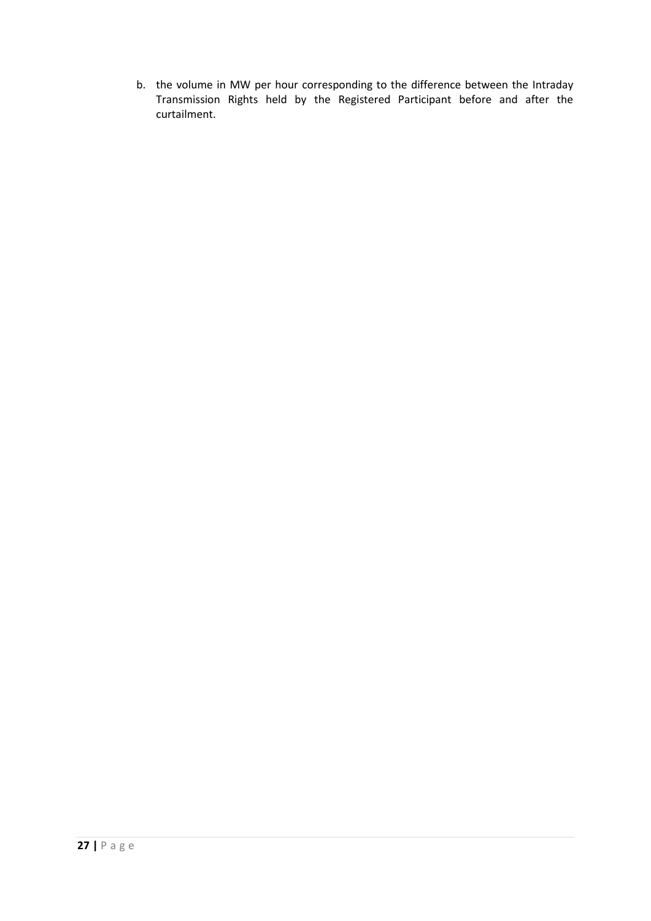b. the volume in MW per hour corresponding to the difference between the Intraday Transmission Rights held by the Registered Participant before and after the curtailment.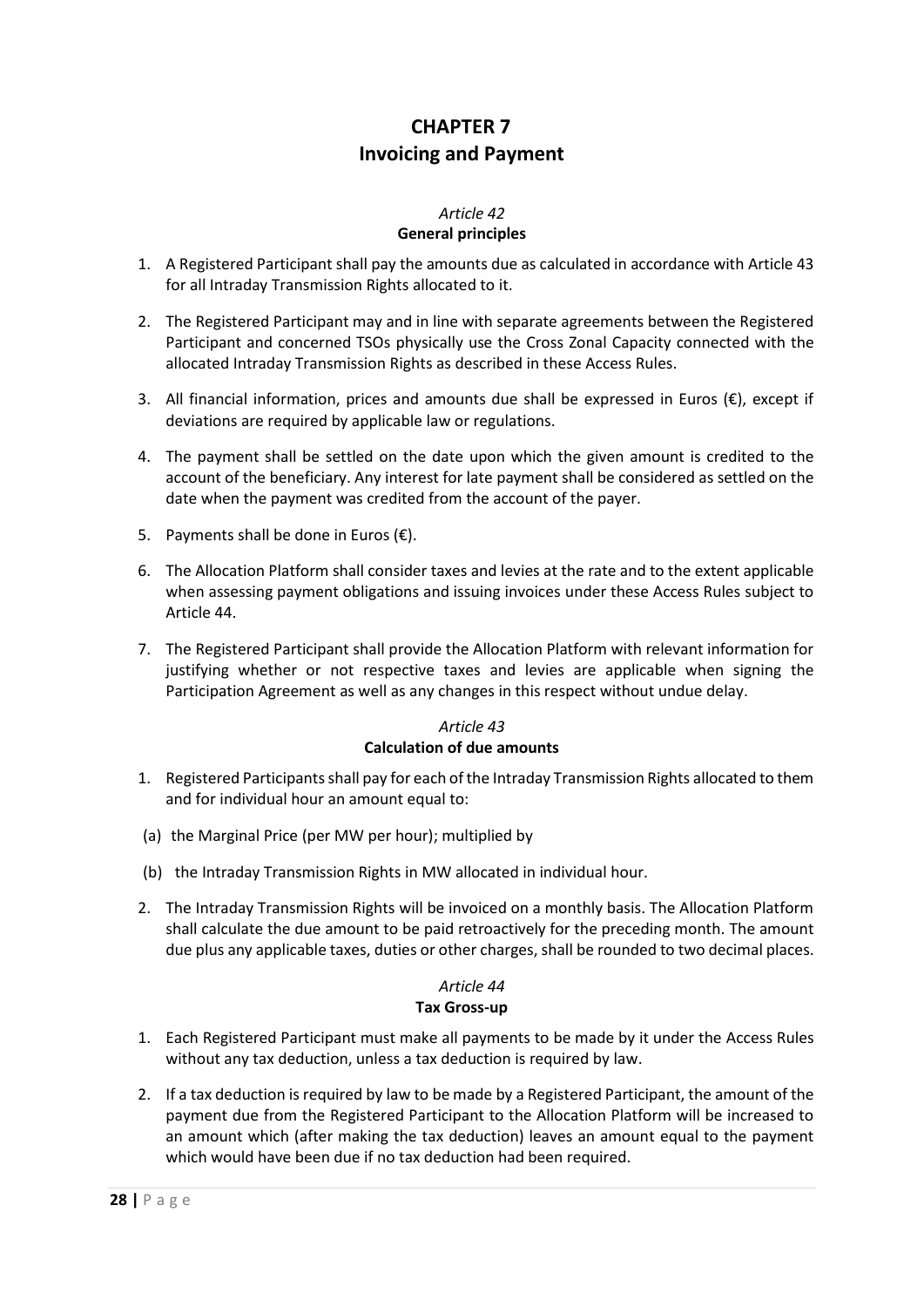# CHAPTER 7
# Invoicing and Payment

### *Article 42*
### General principles

1. A Registered Participant shall pay the amounts due as calculated in accordance with Article 43 for all Intraday Transmission Rights allocated to it.

2. The Registered Participant may and in line with separate agreements between the Registered Participant and concerned TSOs physically use the Cross Zonal Capacity connected with the allocated Intraday Transmission Rights as described in these Access Rules.

3. All financial information, prices and amounts due shall be expressed in Euros (€), except if deviations are required by applicable law or regulations.

4. The payment shall be settled on the date upon which the given amount is credited to the account of the beneficiary. Any interest for late payment shall be considered as settled on the date when the payment was credited from the account of the payer.

5. Payments shall be done in Euros (€).

6. The Allocation Platform shall consider taxes and levies at the rate and to the extent applicable when assessing payment obligations and issuing invoices under these Access Rules subject to Article 44.

7. The Registered Participant shall provide the Allocation Platform with relevant information for justifying whether or not respective taxes and levies are applicable when signing the Participation Agreement as well as any changes in this respect without undue delay.

### *Article 43*
### Calculation of due amounts

1. Registered Participants shall pay for each of the Intraday Transmission Rights allocated to them and for individual hour an amount equal to:

 (a) the Marginal Price (per MW per hour); multiplied by

 (b) the Intraday Transmission Rights in MW allocated in individual hour.

2. The Intraday Transmission Rights will be invoiced on a monthly basis. The Allocation Platform shall calculate the due amount to be paid retroactively for the preceding month. The amount due plus any applicable taxes, duties or other charges, shall be rounded to two decimal places.

### *Article 44*
### Tax Gross-up

1. Each Registered Participant must make all payments to be made by it under the Access Rules without any tax deduction, unless a tax deduction is required by law.

2. If a tax deduction is required by law to be made by a Registered Participant, the amount of the payment due from the Registered Participant to the Allocation Platform will be increased to an amount which (after making the tax deduction) leaves an amount equal to the payment which would have been due if no tax deduction had been required.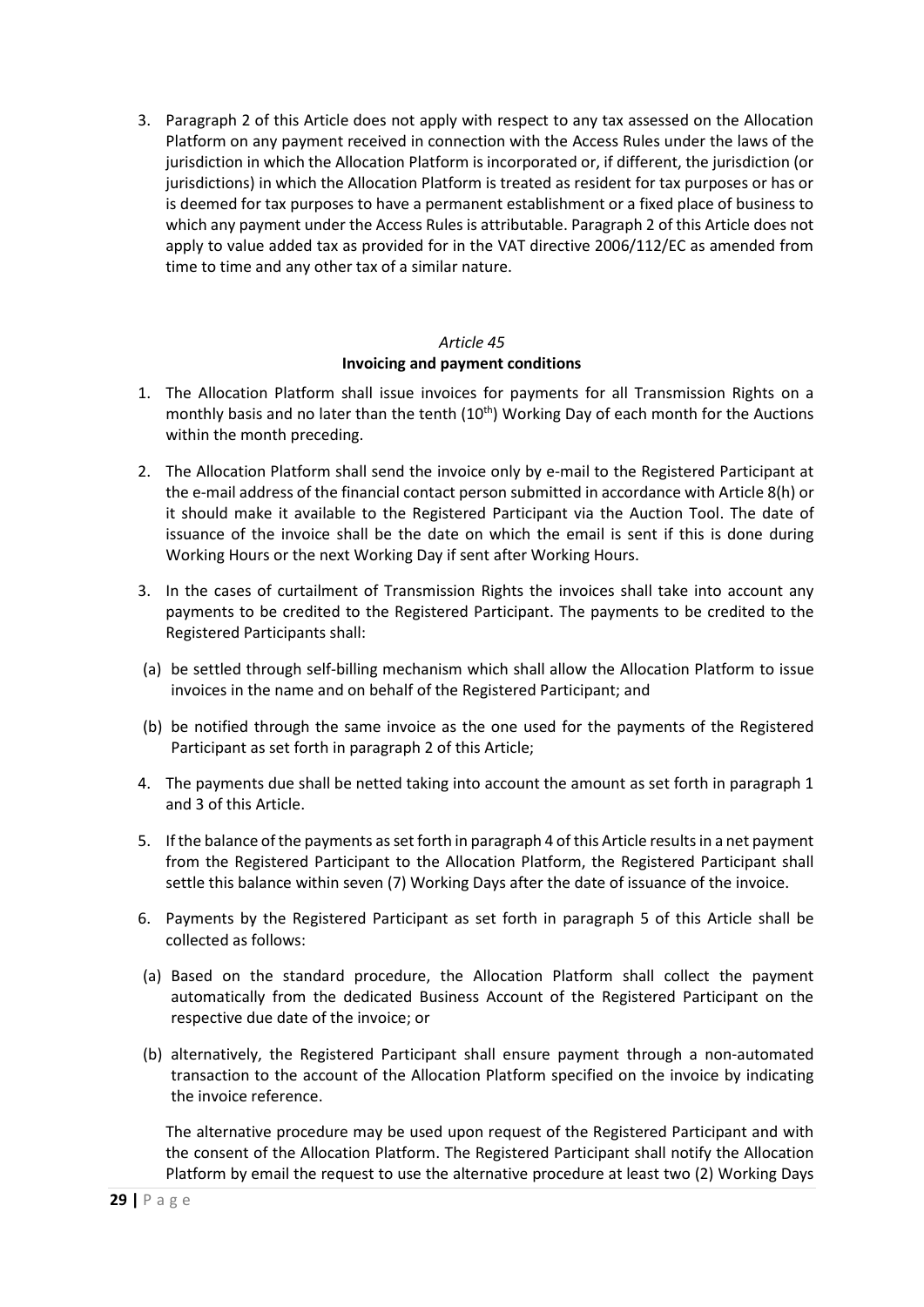3. Paragraph 2 of this Article does not apply with respect to any tax assessed on the Allocation Platform on any payment received in connection with the Access Rules under the laws of the jurisdiction in which the Allocation Platform is incorporated or, if different, the jurisdiction (or jurisdictions) in which the Allocation Platform is treated as resident for tax purposes or has or is deemed for tax purposes to have a permanent establishment or a fixed place of business to which any payment under the Access Rules is attributable. Paragraph 2 of this Article does not apply to value added tax as provided for in the VAT directive 2006/112/EC as amended from time to time and any other tax of a similar nature.

*Article 45*

**Invoicing and payment conditions**

1. The Allocation Platform shall issue invoices for payments for all Transmission Rights on a monthly basis and no later than the tenth (10th) Working Day of each month for the Auctions within the month preceding.

2. The Allocation Platform shall send the invoice only by e-mail to the Registered Participant at the e-mail address of the financial contact person submitted in accordance with Article 8(h) or it should make it available to the Registered Participant via the Auction Tool. The date of issuance of the invoice shall be the date on which the email is sent if this is done during Working Hours or the next Working Day if sent after Working Hours.

3. In the cases of curtailment of Transmission Rights the invoices shall take into account any payments to be credited to the Registered Participant. The payments to be credited to the Registered Participants shall:

 (a) be settled through self-billing mechanism which shall allow the Allocation Platform to issue invoices in the name and on behalf of the Registered Participant; and

 (b) be notified through the same invoice as the one used for the payments of the Registered Participant as set forth in paragraph 2 of this Article;

4. The payments due shall be netted taking into account the amount as set forth in paragraph 1 and 3 of this Article.

5. If the balance of the payments as set forth in paragraph 4 of this Article results in a net payment from the Registered Participant to the Allocation Platform, the Registered Participant shall settle this balance within seven (7) Working Days after the date of issuance of the invoice.

6. Payments by the Registered Participant as set forth in paragraph 5 of this Article shall be collected as follows:

 (a) Based on the standard procedure, the Allocation Platform shall collect the payment automatically from the dedicated Business Account of the Registered Participant on the respective due date of the invoice; or

 (b) alternatively, the Registered Participant shall ensure payment through a non-automated transaction to the account of the Allocation Platform specified on the invoice by indicating the invoice reference.

 The alternative procedure may be used upon request of the Registered Participant and with the consent of the Allocation Platform. The Registered Participant shall notify the Allocation Platform by email the request to use the alternative procedure at least two (2) Working Days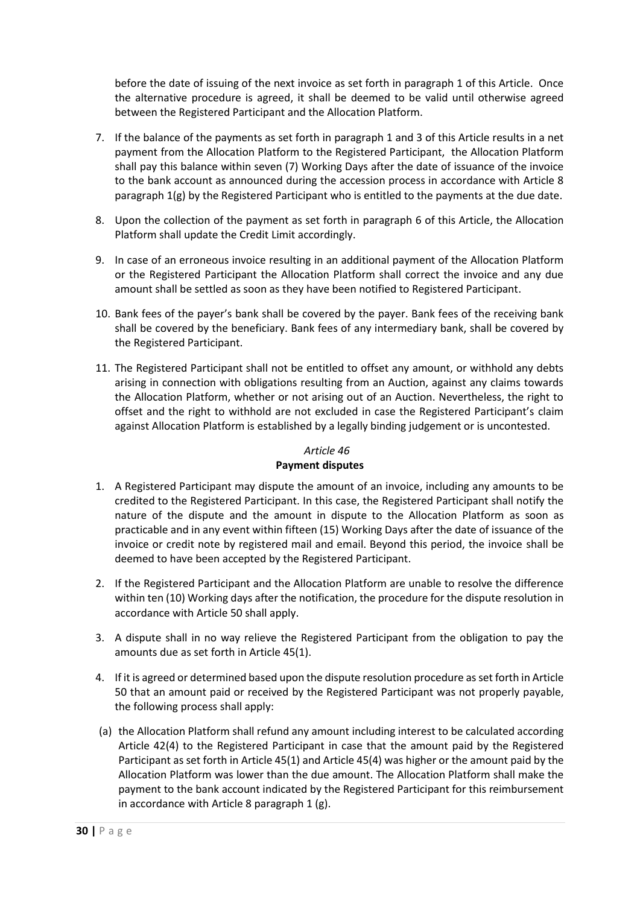before the date of issuing of the next invoice as set forth in paragraph 1 of this Article. Once the alternative procedure is agreed, it shall be deemed to be valid until otherwise agreed between the Registered Participant and the Allocation Platform.

7. If the balance of the payments as set forth in paragraph 1 and 3 of this Article results in a net payment from the Allocation Platform to the Registered Participant, the Allocation Platform shall pay this balance within seven (7) Working Days after the date of issuance of the invoice to the bank account as announced during the accession process in accordance with Article 8 paragraph 1(g) by the Registered Participant who is entitled to the payments at the due date.
8. Upon the collection of the payment as set forth in paragraph 6 of this Article, the Allocation Platform shall update the Credit Limit accordingly.
9. In case of an erroneous invoice resulting in an additional payment of the Allocation Platform or the Registered Participant the Allocation Platform shall correct the invoice and any due amount shall be settled as soon as they have been notified to Registered Participant.
10. Bank fees of the payer's bank shall be covered by the payer. Bank fees of the receiving bank shall be covered by the beneficiary. Bank fees of any intermediary bank, shall be covered by the Registered Participant.
11. The Registered Participant shall not be entitled to offset any amount, or withhold any debts arising in connection with obligations resulting from an Auction, against any claims towards the Allocation Platform, whether or not arising out of an Auction. Nevertheless, the right to offset and the right to withhold are not excluded in case the Registered Participant's claim against Allocation Platform is established by a legally binding judgement or is uncontested.

### *Article 46*
### **Payment disputes**

1. A Registered Participant may dispute the amount of an invoice, including any amounts to be credited to the Registered Participant. In this case, the Registered Participant shall notify the nature of the dispute and the amount in dispute to the Allocation Platform as soon as practicable and in any event within fifteen (15) Working Days after the date of issuance of the invoice or credit note by registered mail and email. Beyond this period, the invoice shall be deemed to have been accepted by the Registered Participant.
2. If the Registered Participant and the Allocation Platform are unable to resolve the difference within ten (10) Working days after the notification, the procedure for the dispute resolution in accordance with Article 50 shall apply.
3. A dispute shall in no way relieve the Registered Participant from the obligation to pay the amounts due as set forth in Article 45(1).
4. If it is agreed or determined based upon the dispute resolution procedure as set forth in Article 50 that an amount paid or received by the Registered Participant was not properly payable, the following process shall apply:

(a) the Allocation Platform shall refund any amount including interest to be calculated according Article 42(4) to the Registered Participant in case that the amount paid by the Registered Participant as set forth in Article 45(1) and Article 45(4) was higher or the amount paid by the Allocation Platform was lower than the due amount. The Allocation Platform shall make the payment to the bank account indicated by the Registered Participant for this reimbursement in accordance with Article 8 paragraph 1 (g).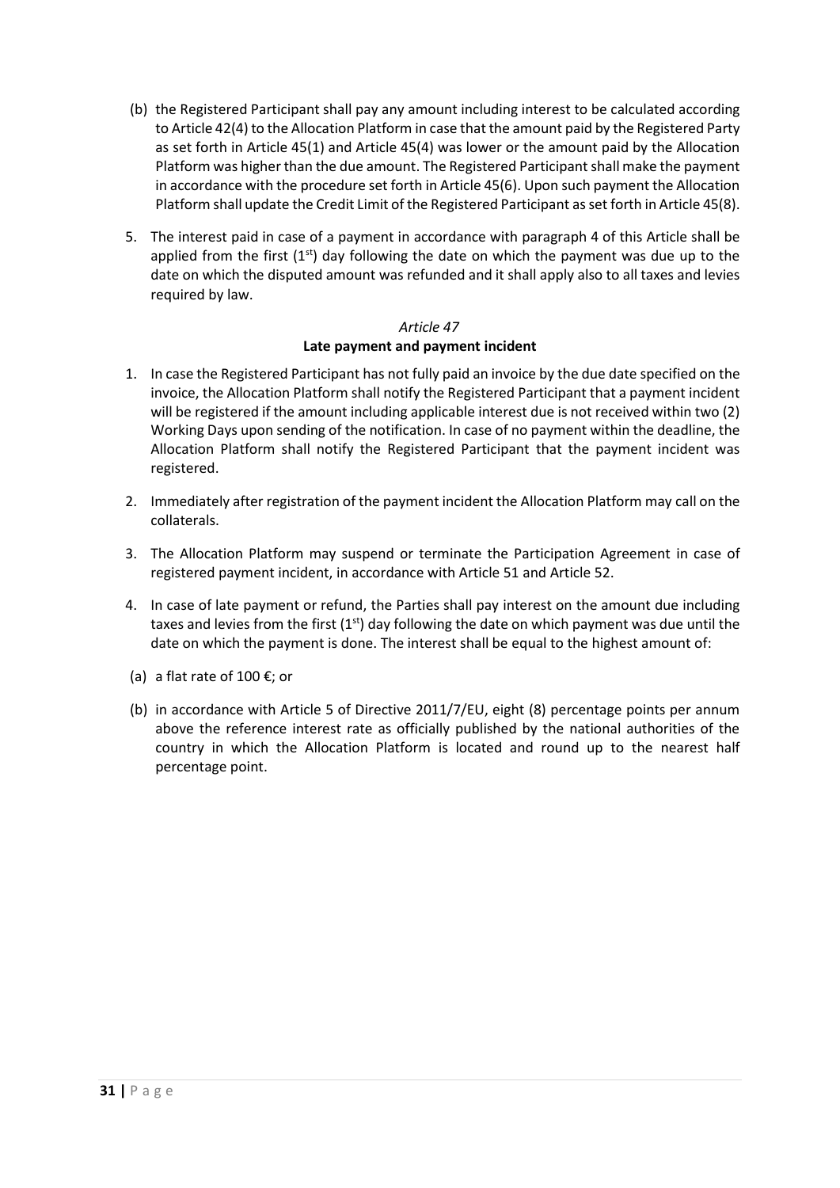(b) the Registered Participant shall pay any amount including interest to be calculated according to Article 42(4) to the Allocation Platform in case that the amount paid by the Registered Party as set forth in Article 45(1) and Article 45(4) was lower or the amount paid by the Allocation Platform was higher than the due amount. The Registered Participant shall make the payment in accordance with the procedure set forth in Article 45(6). Upon such payment the Allocation Platform shall update the Credit Limit of the Registered Participant as set forth in Article 45(8).

5. The interest paid in case of a payment in accordance with paragraph 4 of this Article shall be applied from the first (1st) day following the date on which the payment was due up to the date on which the disputed amount was refunded and it shall apply also to all taxes and levies required by law.

*Article 47*

**Late payment and payment incident**

1. In case the Registered Participant has not fully paid an invoice by the due date specified on the invoice, the Allocation Platform shall notify the Registered Participant that a payment incident will be registered if the amount including applicable interest due is not received within two (2) Working Days upon sending of the notification. In case of no payment within the deadline, the Allocation Platform shall notify the Registered Participant that the payment incident was registered.

2. Immediately after registration of the payment incident the Allocation Platform may call on the collaterals.

3. The Allocation Platform may suspend or terminate the Participation Agreement in case of registered payment incident, in accordance with Article 51 and Article 52.

4. In case of late payment or refund, the Parties shall pay interest on the amount due including taxes and levies from the first (1st) day following the date on which payment was due until the date on which the payment is done. The interest shall be equal to the highest amount of:

(a) a flat rate of 100 €; or

(b) in accordance with Article 5 of Directive 2011/7/EU, eight (8) percentage points per annum above the reference interest rate as officially published by the national authorities of the country in which the Allocation Platform is located and round up to the nearest half percentage point.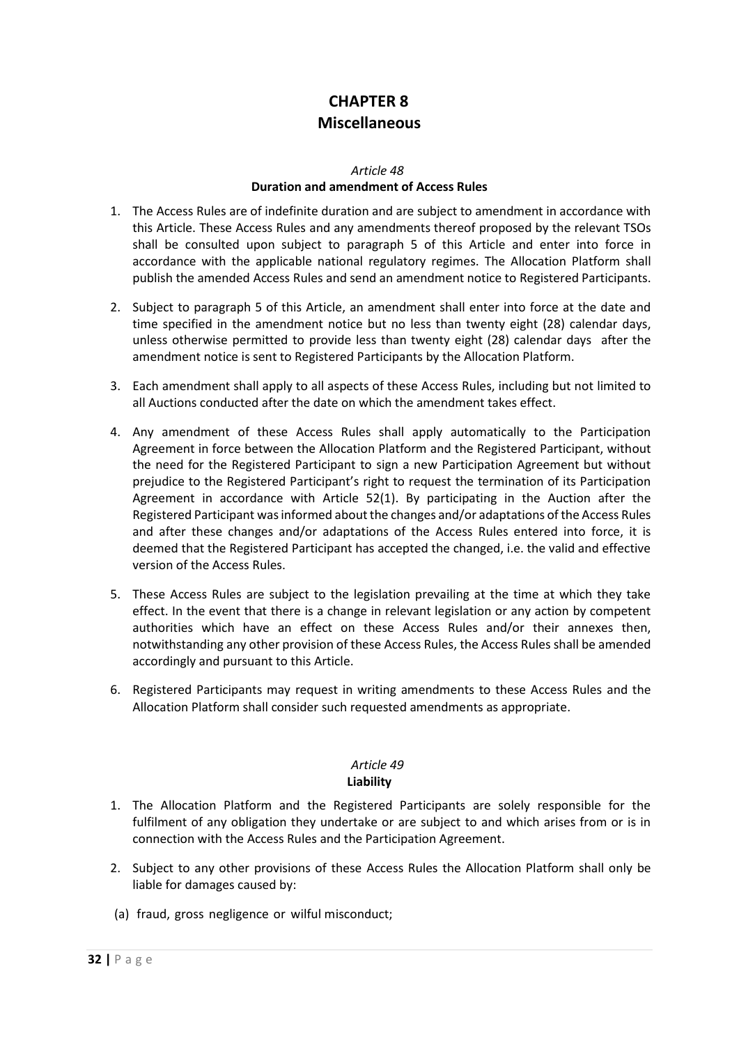# CHAPTER 8
# Miscellaneous

### *Article 48*
### Duration and amendment of Access Rules

1. The Access Rules are of indefinite duration and are subject to amendment in accordance with this Article. These Access Rules and any amendments thereof proposed by the relevant TSOs shall be consulted upon subject to paragraph 5 of this Article and enter into force in accordance with the applicable national regulatory regimes. The Allocation Platform shall publish the amended Access Rules and send an amendment notice to Registered Participants.

2. Subject to paragraph 5 of this Article, an amendment shall enter into force at the date and time specified in the amendment notice but no less than twenty eight (28) calendar days, unless otherwise permitted to provide less than twenty eight (28) calendar days after the amendment notice is sent to Registered Participants by the Allocation Platform.

3. Each amendment shall apply to all aspects of these Access Rules, including but not limited to all Auctions conducted after the date on which the amendment takes effect.

4. Any amendment of these Access Rules shall apply automatically to the Participation Agreement in force between the Allocation Platform and the Registered Participant, without the need for the Registered Participant to sign a new Participation Agreement but without prejudice to the Registered Participant's right to request the termination of its Participation Agreement in accordance with Article 52(1). By participating in the Auction after the Registered Participant was informed about the changes and/or adaptations of the Access Rules and after these changes and/or adaptations of the Access Rules entered into force, it is deemed that the Registered Participant has accepted the changed, i.e. the valid and effective version of the Access Rules.

5. These Access Rules are subject to the legislation prevailing at the time at which they take effect. In the event that there is a change in relevant legislation or any action by competent authorities which have an effect on these Access Rules and/or their annexes then, notwithstanding any other provision of these Access Rules, the Access Rules shall be amended accordingly and pursuant to this Article.

6. Registered Participants may request in writing amendments to these Access Rules and the Allocation Platform shall consider such requested amendments as appropriate.

### *Article 49*
### Liability

1. The Allocation Platform and the Registered Participants are solely responsible for the fulfilment of any obligation they undertake or are subject to and which arises from or is in connection with the Access Rules and the Participation Agreement.

2. Subject to any other provisions of these Access Rules the Allocation Platform shall only be liable for damages caused by:

(a) fraud, gross negligence or wilful misconduct;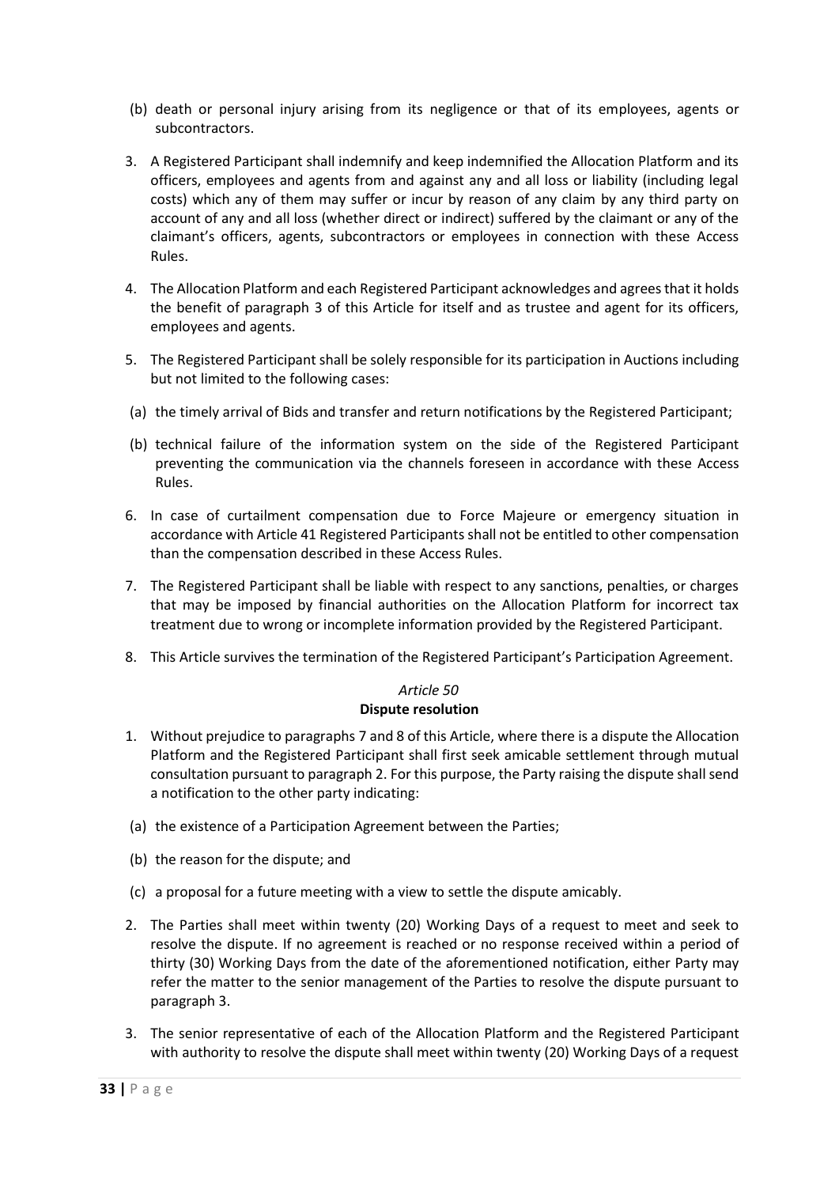(b) death or personal injury arising from its negligence or that of its employees, agents or subcontractors.

3. A Registered Participant shall indemnify and keep indemnified the Allocation Platform and its officers, employees and agents from and against any and all loss or liability (including legal costs) which any of them may suffer or incur by reason of any claim by any third party on account of any and all loss (whether direct or indirect) suffered by the claimant or any of the claimant's officers, agents, subcontractors or employees in connection with these Access Rules.

4. The Allocation Platform and each Registered Participant acknowledges and agrees that it holds the benefit of paragraph 3 of this Article for itself and as trustee and agent for its officers, employees and agents.

5. The Registered Participant shall be solely responsible for its participation in Auctions including but not limited to the following cases:

(a) the timely arrival of Bids and transfer and return notifications by the Registered Participant;

(b) technical failure of the information system on the side of the Registered Participant preventing the communication via the channels foreseen in accordance with these Access Rules.

6. In case of curtailment compensation due to Force Majeure or emergency situation in accordance with Article 41 Registered Participants shall not be entitled to other compensation than the compensation described in these Access Rules.

7. The Registered Participant shall be liable with respect to any sanctions, penalties, or charges that may be imposed by financial authorities on the Allocation Platform for incorrect tax treatment due to wrong or incomplete information provided by the Registered Participant.

8. This Article survives the termination of the Registered Participant's Participation Agreement.

*Article 50*
**Dispute resolution**

1. Without prejudice to paragraphs 7 and 8 of this Article, where there is a dispute the Allocation Platform and the Registered Participant shall first seek amicable settlement through mutual consultation pursuant to paragraph 2. For this purpose, the Party raising the dispute shall send a notification to the other party indicating:

(a) the existence of a Participation Agreement between the Parties;

(b) the reason for the dispute; and

(c) a proposal for a future meeting with a view to settle the dispute amicably.

2. The Parties shall meet within twenty (20) Working Days of a request to meet and seek to resolve the dispute. If no agreement is reached or no response received within a period of thirty (30) Working Days from the date of the aforementioned notification, either Party may refer the matter to the senior management of the Parties to resolve the dispute pursuant to paragraph 3.

3. The senior representative of each of the Allocation Platform and the Registered Participant with authority to resolve the dispute shall meet within twenty (20) Working Days of a request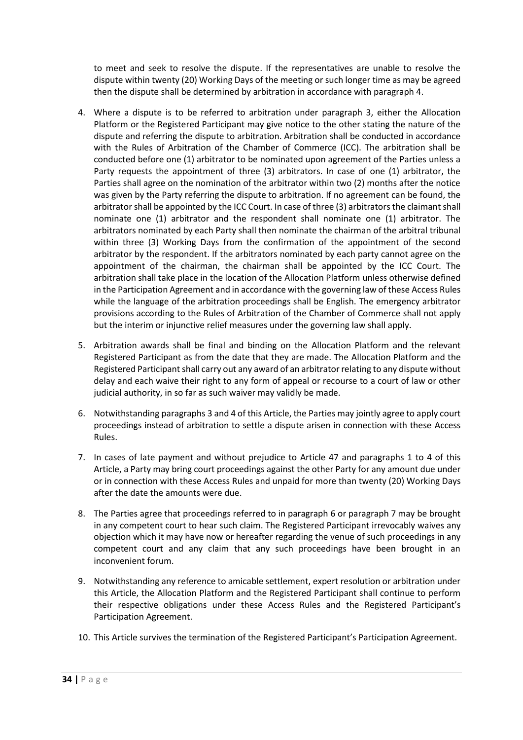to meet and seek to resolve the dispute. If the representatives are unable to resolve the dispute within twenty (20) Working Days of the meeting or such longer time as may be agreed then the dispute shall be determined by arbitration in accordance with paragraph 4.

4. Where a dispute is to be referred to arbitration under paragraph 3, either the Allocation Platform or the Registered Participant may give notice to the other stating the nature of the dispute and referring the dispute to arbitration. Arbitration shall be conducted in accordance with the Rules of Arbitration of the Chamber of Commerce (ICC). The arbitration shall be conducted before one (1) arbitrator to be nominated upon agreement of the Parties unless a Party requests the appointment of three (3) arbitrators. In case of one (1) arbitrator, the Parties shall agree on the nomination of the arbitrator within two (2) months after the notice was given by the Party referring the dispute to arbitration. If no agreement can be found, the arbitrator shall be appointed by the ICC Court. In case of three (3) arbitrators the claimant shall nominate one (1) arbitrator and the respondent shall nominate one (1) arbitrator. The arbitrators nominated by each Party shall then nominate the chairman of the arbitral tribunal within three (3) Working Days from the confirmation of the appointment of the second arbitrator by the respondent. If the arbitrators nominated by each party cannot agree on the appointment of the chairman, the chairman shall be appointed by the ICC Court. The arbitration shall take place in the location of the Allocation Platform unless otherwise defined in the Participation Agreement and in accordance with the governing law of these Access Rules while the language of the arbitration proceedings shall be English. The emergency arbitrator provisions according to the Rules of Arbitration of the Chamber of Commerce shall not apply but the interim or injunctive relief measures under the governing law shall apply.

5. Arbitration awards shall be final and binding on the Allocation Platform and the relevant Registered Participant as from the date that they are made. The Allocation Platform and the Registered Participant shall carry out any award of an arbitrator relating to any dispute without delay and each waive their right to any form of appeal or recourse to a court of law or other judicial authority, in so far as such waiver may validly be made.

6. Notwithstanding paragraphs 3 and 4 of this Article, the Parties may jointly agree to apply court proceedings instead of arbitration to settle a dispute arisen in connection with these Access Rules.

7. In cases of late payment and without prejudice to Article 47 and paragraphs 1 to 4 of this Article, a Party may bring court proceedings against the other Party for any amount due under or in connection with these Access Rules and unpaid for more than twenty (20) Working Days after the date the amounts were due.

8. The Parties agree that proceedings referred to in paragraph 6 or paragraph 7 may be brought in any competent court to hear such claim. The Registered Participant irrevocably waives any objection which it may have now or hereafter regarding the venue of such proceedings in any competent court and any claim that any such proceedings have been brought in an inconvenient forum.

9. Notwithstanding any reference to amicable settlement, expert resolution or arbitration under this Article, the Allocation Platform and the Registered Participant shall continue to perform their respective obligations under these Access Rules and the Registered Participant's Participation Agreement.

10. This Article survives the termination of the Registered Participant's Participation Agreement.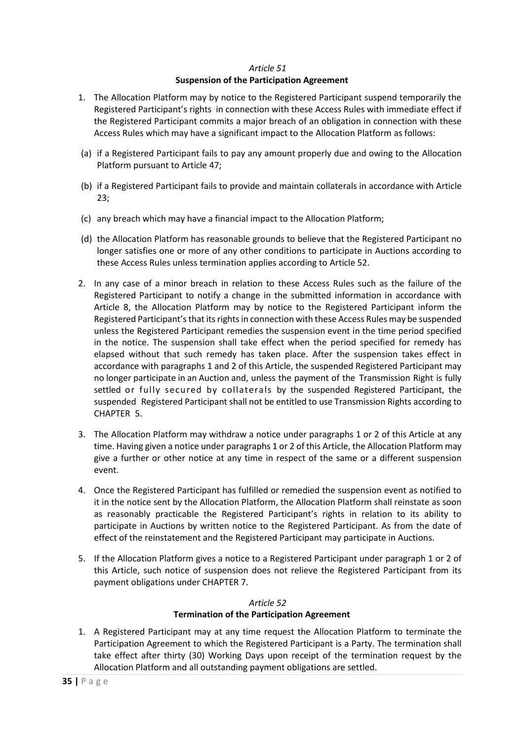*Article 51*

**Suspension of the Participation Agreement**

1. The Allocation Platform may by notice to the Registered Participant suspend temporarily the Registered Participant's rights in connection with these Access Rules with immediate effect if the Registered Participant commits a major breach of an obligation in connection with these Access Rules which may have a significant impact to the Allocation Platform as follows:

(a) if a Registered Participant fails to pay any amount properly due and owing to the Allocation Platform pursuant to Article 47;

(b) if a Registered Participant fails to provide and maintain collaterals in accordance with Article 23;

(c) any breach which may have a financial impact to the Allocation Platform;

(d) the Allocation Platform has reasonable grounds to believe that the Registered Participant no longer satisfies one or more of any other conditions to participate in Auctions according to these Access Rules unless termination applies according to Article 52.

2. In any case of a minor breach in relation to these Access Rules such as the failure of the Registered Participant to notify a change in the submitted information in accordance with Article 8, the Allocation Platform may by notice to the Registered Participant inform the Registered Participant's that its rights in connection with these Access Rules may be suspended unless the Registered Participant remedies the suspension event in the time period specified in the notice. The suspension shall take effect when the period specified for remedy has elapsed without that such remedy has taken place. After the suspension takes effect in accordance with paragraphs 1 and 2 of this Article, the suspended Registered Participant may no longer participate in an Auction and, unless the payment of the Transmission Right is fully settled or fully secured by collaterals by the suspended Registered Participant, the suspended Registered Participant shall not be entitled to use Transmission Rights according to CHAPTER 5.

3. The Allocation Platform may withdraw a notice under paragraphs 1 or 2 of this Article at any time. Having given a notice under paragraphs 1 or 2 of this Article, the Allocation Platform may give a further or other notice at any time in respect of the same or a different suspension event.

4. Once the Registered Participant has fulfilled or remedied the suspension event as notified to it in the notice sent by the Allocation Platform, the Allocation Platform shall reinstate as soon as reasonably practicable the Registered Participant's rights in relation to its ability to participate in Auctions by written notice to the Registered Participant. As from the date of effect of the reinstatement and the Registered Participant may participate in Auctions.

5. If the Allocation Platform gives a notice to a Registered Participant under paragraph 1 or 2 of this Article, such notice of suspension does not relieve the Registered Participant from its payment obligations under CHAPTER 7.

*Article 52*

**Termination of the Participation Agreement**

1. A Registered Participant may at any time request the Allocation Platform to terminate the Participation Agreement to which the Registered Participant is a Party. The termination shall take effect after thirty (30) Working Days upon receipt of the termination request by the Allocation Platform and all outstanding payment obligations are settled.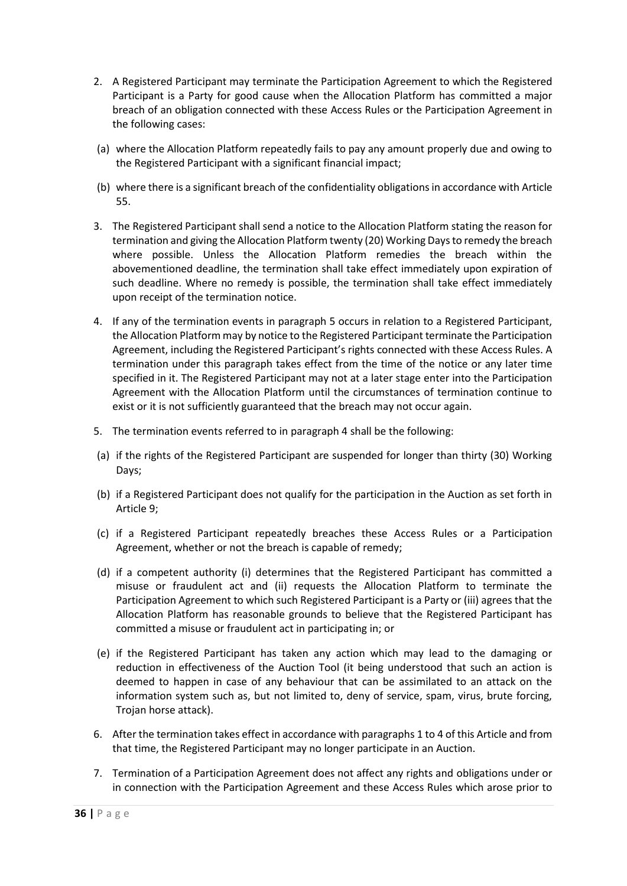2. A Registered Participant may terminate the Participation Agreement to which the Registered Participant is a Party for good cause when the Allocation Platform has committed a major breach of an obligation connected with these Access Rules or the Participation Agreement in the following cases:

 (a) where the Allocation Platform repeatedly fails to pay any amount properly due and owing to the Registered Participant with a significant financial impact;

 (b) where there is a significant breach of the confidentiality obligations in accordance with Article 55.

3. The Registered Participant shall send a notice to the Allocation Platform stating the reason for termination and giving the Allocation Platform twenty (20) Working Days to remedy the breach where possible. Unless the Allocation Platform remedies the breach within the abovementioned deadline, the termination shall take effect immediately upon expiration of such deadline. Where no remedy is possible, the termination shall take effect immediately upon receipt of the termination notice.

4. If any of the termination events in paragraph 5 occurs in relation to a Registered Participant, the Allocation Platform may by notice to the Registered Participant terminate the Participation Agreement, including the Registered Participant's rights connected with these Access Rules. A termination under this paragraph takes effect from the time of the notice or any later time specified in it. The Registered Participant may not at a later stage enter into the Participation Agreement with the Allocation Platform until the circumstances of termination continue to exist or it is not sufficiently guaranteed that the breach may not occur again.

5. The termination events referred to in paragraph 4 shall be the following:

 (a) if the rights of the Registered Participant are suspended for longer than thirty (30) Working Days;

 (b) if a Registered Participant does not qualify for the participation in the Auction as set forth in Article 9;

 (c) if a Registered Participant repeatedly breaches these Access Rules or a Participation Agreement, whether or not the breach is capable of remedy;

 (d) if a competent authority (i) determines that the Registered Participant has committed a misuse or fraudulent act and (ii) requests the Allocation Platform to terminate the Participation Agreement to which such Registered Participant is a Party or (iii) agrees that the Allocation Platform has reasonable grounds to believe that the Registered Participant has committed a misuse or fraudulent act in participating in; or

 (e) if the Registered Participant has taken any action which may lead to the damaging or reduction in effectiveness of the Auction Tool (it being understood that such an action is deemed to happen in case of any behaviour that can be assimilated to an attack on the information system such as, but not limited to, deny of service, spam, virus, brute forcing, Trojan horse attack).

6. After the termination takes effect in accordance with paragraphs 1 to 4 of this Article and from that time, the Registered Participant may no longer participate in an Auction.

7. Termination of a Participation Agreement does not affect any rights and obligations under or in connection with the Participation Agreement and these Access Rules which arose prior to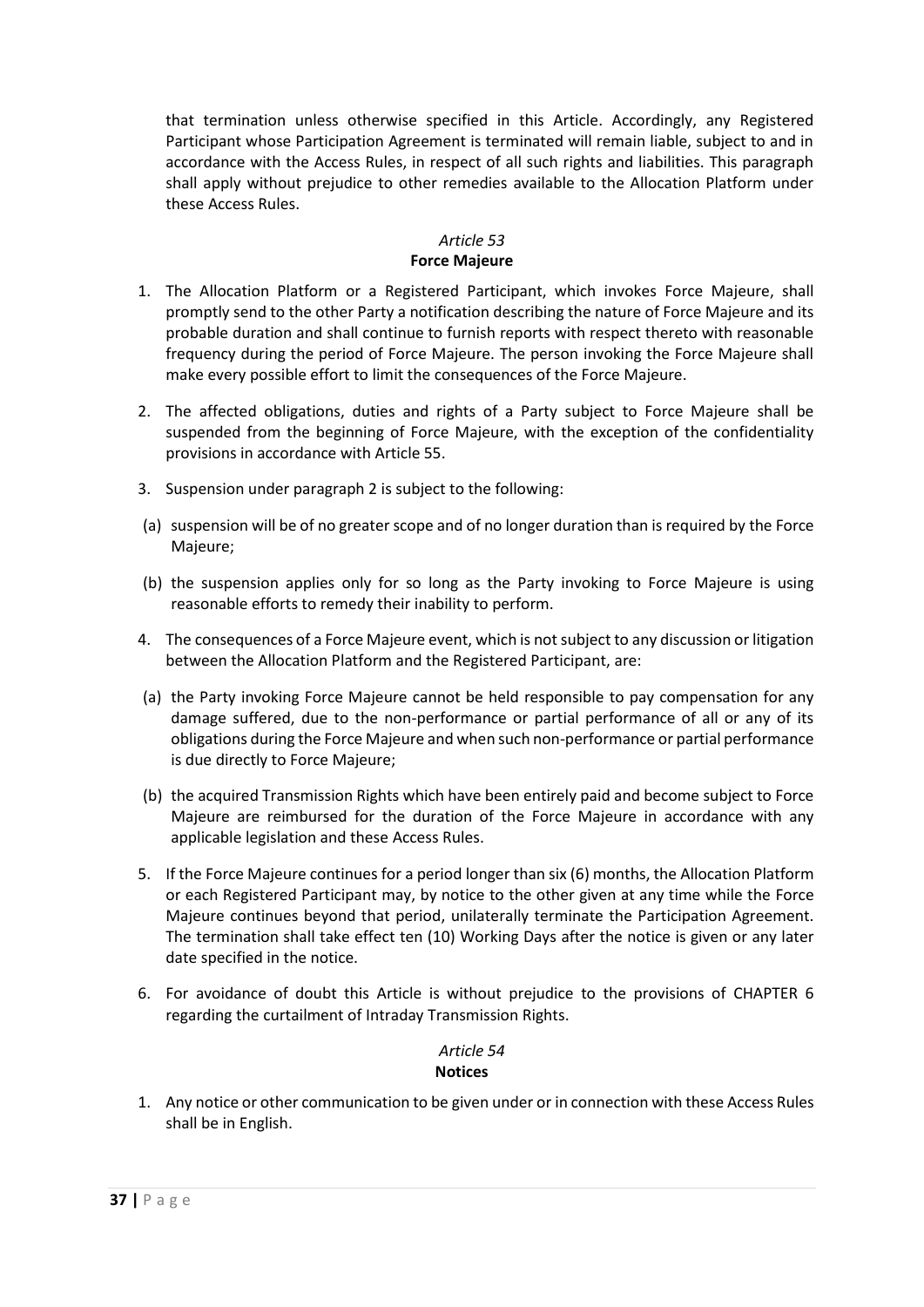that termination unless otherwise specified in this Article. Accordingly, any Registered Participant whose Participation Agreement is terminated will remain liable, subject to and in accordance with the Access Rules, in respect of all such rights and liabilities. This paragraph shall apply without prejudice to other remedies available to the Allocation Platform under these Access Rules.

### *Article 53*
### **Force Majeure**

1. The Allocation Platform or a Registered Participant, which invokes Force Majeure, shall promptly send to the other Party a notification describing the nature of Force Majeure and its probable duration and shall continue to furnish reports with respect thereto with reasonable frequency during the period of Force Majeure. The person invoking the Force Majeure shall make every possible effort to limit the consequences of the Force Majeure.

2. The affected obligations, duties and rights of a Party subject to Force Majeure shall be suspended from the beginning of Force Majeure, with the exception of the confidentiality provisions in accordance with Article 55.

3. Suspension under paragraph 2 is subject to the following:

(a) suspension will be of no greater scope and of no longer duration than is required by the Force Majeure;

(b) the suspension applies only for so long as the Party invoking to Force Majeure is using reasonable efforts to remedy their inability to perform.

4. The consequences of a Force Majeure event, which is not subject to any discussion or litigation between the Allocation Platform and the Registered Participant, are:

(a) the Party invoking Force Majeure cannot be held responsible to pay compensation for any damage suffered, due to the non-performance or partial performance of all or any of its obligations during the Force Majeure and when such non-performance or partial performance is due directly to Force Majeure;

(b) the acquired Transmission Rights which have been entirely paid and become subject to Force Majeure are reimbursed for the duration of the Force Majeure in accordance with any applicable legislation and these Access Rules.

5. If the Force Majeure continues for a period longer than six (6) months, the Allocation Platform or each Registered Participant may, by notice to the other given at any time while the Force Majeure continues beyond that period, unilaterally terminate the Participation Agreement. The termination shall take effect ten (10) Working Days after the notice is given or any later date specified in the notice.

6. For avoidance of doubt this Article is without prejudice to the provisions of CHAPTER 6 regarding the curtailment of Intraday Transmission Rights.

### *Article 54*
### **Notices**

1. Any notice or other communication to be given under or in connection with these Access Rules shall be in English.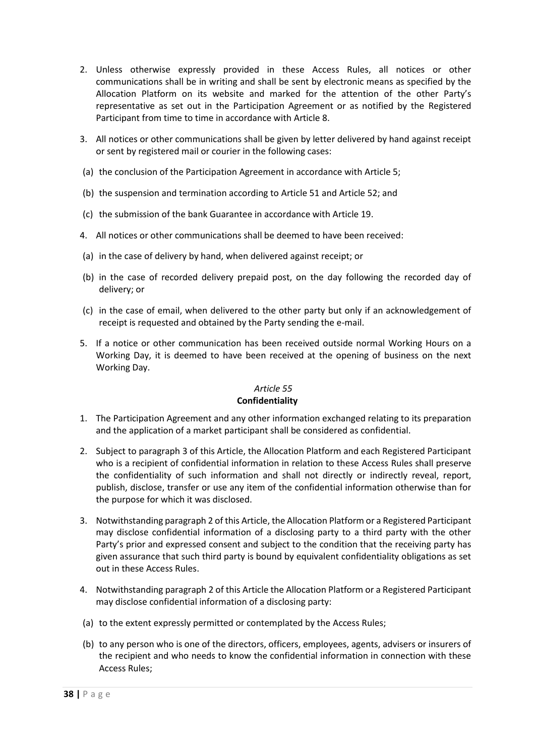2. Unless otherwise expressly provided in these Access Rules, all notices or other communications shall be in writing and shall be sent by electronic means as specified by the Allocation Platform on its website and marked for the attention of the other Party's representative as set out in the Participation Agreement or as notified by the Registered Participant from time to time in accordance with Article 8.

3. All notices or other communications shall be given by letter delivered by hand against receipt or sent by registered mail or courier in the following cases:

(a) the conclusion of the Participation Agreement in accordance with Article 5;

(b) the suspension and termination according to Article 51 and Article 52; and

(c) the submission of the bank Guarantee in accordance with Article 19.

4. All notices or other communications shall be deemed to have been received:

(a) in the case of delivery by hand, when delivered against receipt; or

(b) in the case of recorded delivery prepaid post, on the day following the recorded day of delivery; or

(c) in the case of email, when delivered to the other party but only if an acknowledgement of receipt is requested and obtained by the Party sending the e-mail.

5. If a notice or other communication has been received outside normal Working Hours on a Working Day, it is deemed to have been received at the opening of business on the next Working Day.

### *Article 55*
### **Confidentiality**

1. The Participation Agreement and any other information exchanged relating to its preparation and the application of a market participant shall be considered as confidential.

2. Subject to paragraph 3 of this Article, the Allocation Platform and each Registered Participant who is a recipient of confidential information in relation to these Access Rules shall preserve the confidentiality of such information and shall not directly or indirectly reveal, report, publish, disclose, transfer or use any item of the confidential information otherwise than for the purpose for which it was disclosed.

3. Notwithstanding paragraph 2 of this Article, the Allocation Platform or a Registered Participant may disclose confidential information of a disclosing party to a third party with the other Party's prior and expressed consent and subject to the condition that the receiving party has given assurance that such third party is bound by equivalent confidentiality obligations as set out in these Access Rules.

4. Notwithstanding paragraph 2 of this Article the Allocation Platform or a Registered Participant may disclose confidential information of a disclosing party:

(a) to the extent expressly permitted or contemplated by the Access Rules;

(b) to any person who is one of the directors, officers, employees, agents, advisers or insurers of the recipient and who needs to know the confidential information in connection with these Access Rules;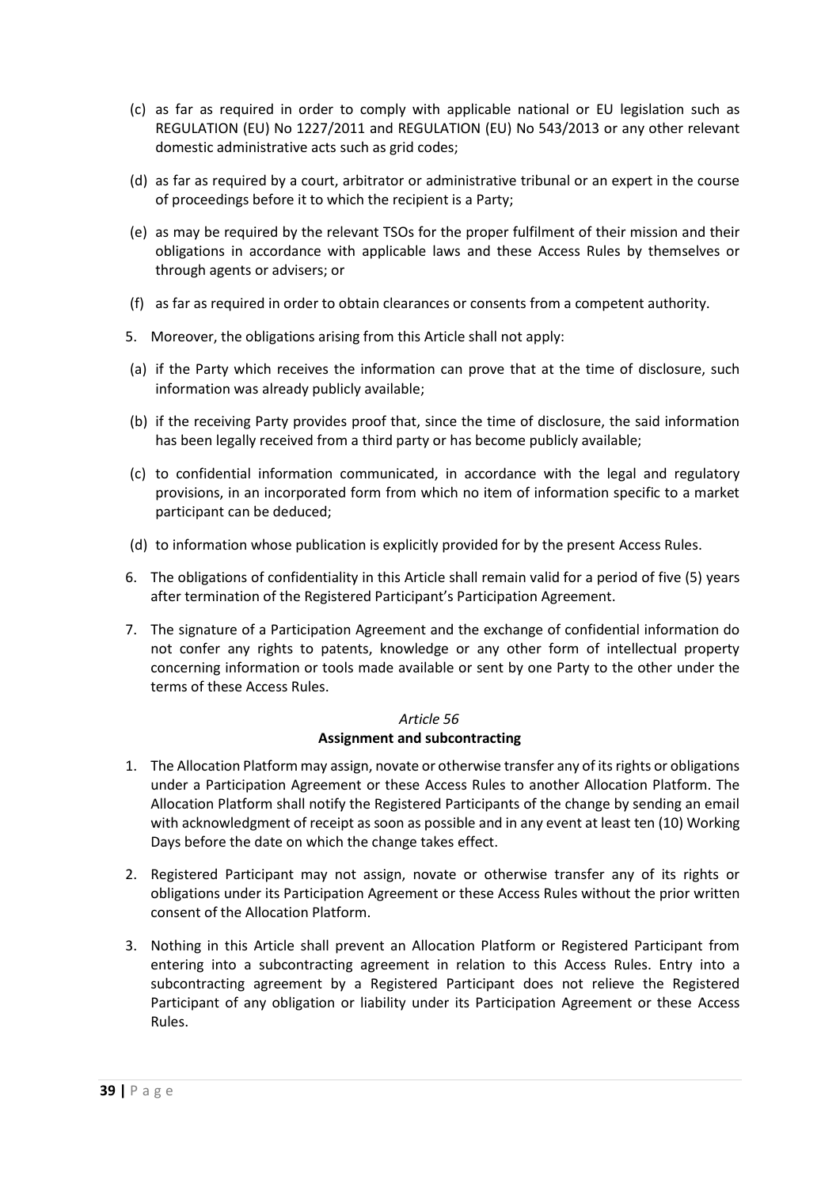(c) as far as required in order to comply with applicable national or EU legislation such as REGULATION (EU) No 1227/2011 and REGULATION (EU) No 543/2013 or any other relevant domestic administrative acts such as grid codes;

(d) as far as required by a court, arbitrator or administrative tribunal or an expert in the course of proceedings before it to which the recipient is a Party;

(e) as may be required by the relevant TSOs for the proper fulfilment of their mission and their obligations in accordance with applicable laws and these Access Rules by themselves or through agents or advisers; or

(f) as far as required in order to obtain clearances or consents from a competent authority.

5. Moreover, the obligations arising from this Article shall not apply:

(a) if the Party which receives the information can prove that at the time of disclosure, such information was already publicly available;

(b) if the receiving Party provides proof that, since the time of disclosure, the said information has been legally received from a third party or has become publicly available;

(c) to confidential information communicated, in accordance with the legal and regulatory provisions, in an incorporated form from which no item of information specific to a market participant can be deduced;

(d) to information whose publication is explicitly provided for by the present Access Rules.

6. The obligations of confidentiality in this Article shall remain valid for a period of five (5) years after termination of the Registered Participant's Participation Agreement.

7. The signature of a Participation Agreement and the exchange of confidential information do not confer any rights to patents, knowledge or any other form of intellectual property concerning information or tools made available or sent by one Party to the other under the terms of these Access Rules.

*Article 56*

**Assignment and subcontracting**

1. The Allocation Platform may assign, novate or otherwise transfer any of its rights or obligations under a Participation Agreement or these Access Rules to another Allocation Platform. The Allocation Platform shall notify the Registered Participants of the change by sending an email with acknowledgment of receipt as soon as possible and in any event at least ten (10) Working Days before the date on which the change takes effect.

2. Registered Participant may not assign, novate or otherwise transfer any of its rights or obligations under its Participation Agreement or these Access Rules without the prior written consent of the Allocation Platform.

3. Nothing in this Article shall prevent an Allocation Platform or Registered Participant from entering into a subcontracting agreement in relation to this Access Rules. Entry into a subcontracting agreement by a Registered Participant does not relieve the Registered Participant of any obligation or liability under its Participation Agreement or these Access Rules.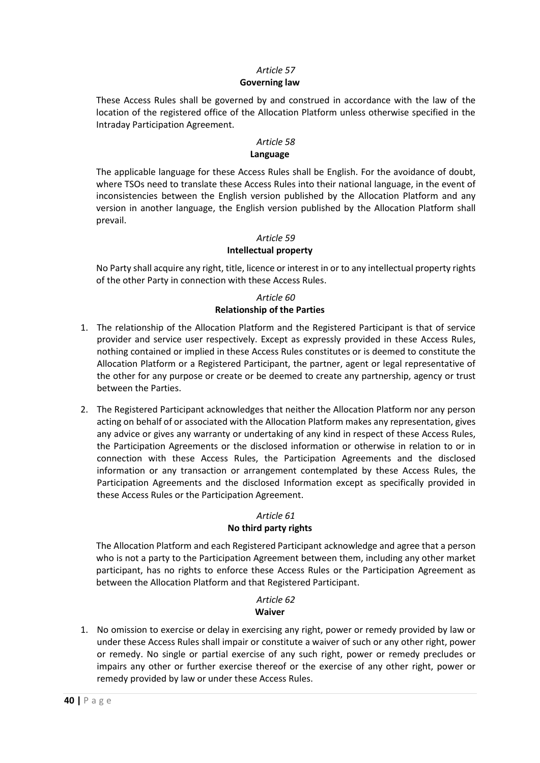*Article 57*
**Governing law**

These Access Rules shall be governed by and construed in accordance with the law of the location of the registered office of the Allocation Platform unless otherwise specified in the Intraday Participation Agreement.

*Article 58*
**Language**

The applicable language for these Access Rules shall be English. For the avoidance of doubt, where TSOs need to translate these Access Rules into their national language, in the event of inconsistencies between the English version published by the Allocation Platform and any version in another language, the English version published by the Allocation Platform shall prevail.

*Article 59*
**Intellectual property**

No Party shall acquire any right, title, licence or interest in or to any intellectual property rights of the other Party in connection with these Access Rules.

*Article 60*
**Relationship of the Parties**

1. The relationship of the Allocation Platform and the Registered Participant is that of service provider and service user respectively. Except as expressly provided in these Access Rules, nothing contained or implied in these Access Rules constitutes or is deemed to constitute the Allocation Platform or a Registered Participant, the partner, agent or legal representative of the other for any purpose or create or be deemed to create any partnership, agency or trust between the Parties.

2. The Registered Participant acknowledges that neither the Allocation Platform nor any person acting on behalf of or associated with the Allocation Platform makes any representation, gives any advice or gives any warranty or undertaking of any kind in respect of these Access Rules, the Participation Agreements or the disclosed information or otherwise in relation to or in connection with these Access Rules, the Participation Agreements and the disclosed information or any transaction or arrangement contemplated by these Access Rules, the Participation Agreements and the disclosed Information except as specifically provided in these Access Rules or the Participation Agreement.

*Article 61*
**No third party rights**

The Allocation Platform and each Registered Participant acknowledge and agree that a person who is not a party to the Participation Agreement between them, including any other market participant, has no rights to enforce these Access Rules or the Participation Agreement as between the Allocation Platform and that Registered Participant.

*Article 62*
**Waiver**

1. No omission to exercise or delay in exercising any right, power or remedy provided by law or under these Access Rules shall impair or constitute a waiver of such or any other right, power or remedy. No single or partial exercise of any such right, power or remedy precludes or impairs any other or further exercise thereof or the exercise of any other right, power or remedy provided by law or under these Access Rules.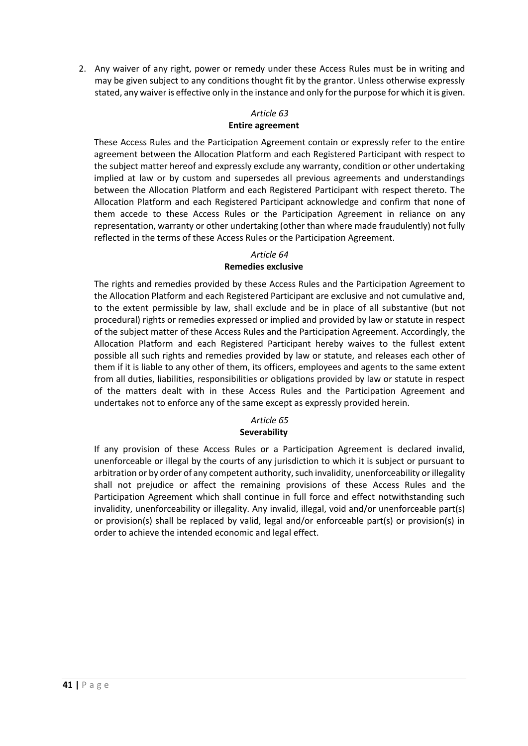2. Any waiver of any right, power or remedy under these Access Rules must be in writing and may be given subject to any conditions thought fit by the grantor. Unless otherwise expressly stated, any waiver is effective only in the instance and only for the purpose for which it is given.

*Article 63*

**Entire agreement**

These Access Rules and the Participation Agreement contain or expressly refer to the entire agreement between the Allocation Platform and each Registered Participant with respect to the subject matter hereof and expressly exclude any warranty, condition or other undertaking implied at law or by custom and supersedes all previous agreements and understandings between the Allocation Platform and each Registered Participant with respect thereto. The Allocation Platform and each Registered Participant acknowledge and confirm that none of them accede to these Access Rules or the Participation Agreement in reliance on any representation, warranty or other undertaking (other than where made fraudulently) not fully reflected in the terms of these Access Rules or the Participation Agreement.

*Article 64*

**Remedies exclusive**

The rights and remedies provided by these Access Rules and the Participation Agreement to the Allocation Platform and each Registered Participant are exclusive and not cumulative and, to the extent permissible by law, shall exclude and be in place of all substantive (but not procedural) rights or remedies expressed or implied and provided by law or statute in respect of the subject matter of these Access Rules and the Participation Agreement. Accordingly, the Allocation Platform and each Registered Participant hereby waives to the fullest extent possible all such rights and remedies provided by law or statute, and releases each other of them if it is liable to any other of them, its officers, employees and agents to the same extent from all duties, liabilities, responsibilities or obligations provided by law or statute in respect of the matters dealt with in these Access Rules and the Participation Agreement and undertakes not to enforce any of the same except as expressly provided herein.

*Article 65*

**Severability**

If any provision of these Access Rules or a Participation Agreement is declared invalid, unenforceable or illegal by the courts of any jurisdiction to which it is subject or pursuant to arbitration or by order of any competent authority, such invalidity, unenforceability or illegality shall not prejudice or affect the remaining provisions of these Access Rules and the Participation Agreement which shall continue in full force and effect notwithstanding such invalidity, unenforceability or illegality. Any invalid, illegal, void and/or unenforceable part(s) or provision(s) shall be replaced by valid, legal and/or enforceable part(s) or provision(s) in order to achieve the intended economic and legal effect.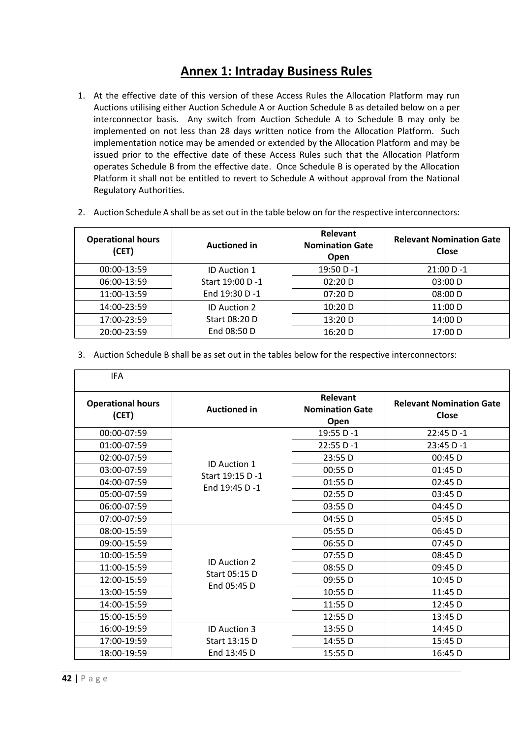# Annex 1: Intraday Business Rules

1. At the effective date of this version of these Access Rules the Allocation Platform may run Auctions utilising either Auction Schedule A or Auction Schedule B as detailed below on a per interconnector basis. Any switch from Auction Schedule A to Schedule B may only be implemented on not less than 28 days written notice from the Allocation Platform. Such implementation notice may be amended or extended by the Allocation Platform and may be issued prior to the effective date of these Access Rules such that the Allocation Platform operates Schedule B from the effective date. Once Schedule B is operated by the Allocation Platform it shall not be entitled to revert to Schedule A without approval from the National Regulatory Authorities.

2. Auction Schedule A shall be as set out in the table below on for the respective interconnectors:

| Operational hours (CET) | Auctioned in | Relevant Nomination Gate Open | Relevant Nomination Gate Close |
|---|---|---|---|
| 00:00-13:59 | ID Auction 1<br>Start 19:00 D -1<br>End 19:30 D -1 | 19:50 D -1 | 21:00 D -1 |
| 06:00-13:59 | | 02:20 D | 03:00 D |
| 11:00-13:59 | | 07:20 D | 08:00 D |
| 14:00-23:59 | ID Auction 2<br>Start 08:20 D<br>End 08:50 D | 10:20 D | 11:00 D |
| 17:00-23:59 | | 13:20 D | 14:00 D |
| 20:00-23:59 | | 16:20 D | 17:00 D |

3. Auction Schedule B shall be as set out in the tables below for the respective interconnectors:

| IFA | | | |
|---|---|---|---|
| **Operational hours (CET)** | **Auctioned in** | **Relevant Nomination Gate Open** | **Relevant Nomination Gate Close** |
| 00:00-07:59 | ID Auction 1<br>Start 19:15 D -1<br>End 19:45 D -1 | 19:55 D -1 | 22:45 D -1 |
| 01:00-07:59 | | 22:55 D -1 | 23:45 D -1 |
| 02:00-07:59 | | 23:55 D | 00:45 D |
| 03:00-07:59 | | 00:55 D | 01:45 D |
| 04:00-07:59 | | 01:55 D | 02:45 D |
| 05:00-07:59 | | 02:55 D | 03:45 D |
| 06:00-07:59 | | 03:55 D | 04:45 D |
| 07:00-07:59 | | 04:55 D | 05:45 D |
| 08:00-15:59 | ID Auction 2<br>Start 05:15 D<br>End 05:45 D | 05:55 D | 06:45 D |
| 09:00-15:59 | | 06:55 D | 07:45 D |
| 10:00-15:59 | | 07:55 D | 08:45 D |
| 11:00-15:59 | | 08:55 D | 09:45 D |
| 12:00-15:59 | | 09:55 D | 10:45 D |
| 13:00-15:59 | | 10:55 D | 11:45 D |
| 14:00-15:59 | | 11:55 D | 12:45 D |
| 15:00-15:59 | | 12:55 D | 13:45 D |
| 16:00-19:59 | ID Auction 3<br>Start 13:15 D<br>End 13:45 D | 13:55 D | 14:45 D |
| 17:00-19:59 | | 14:55 D | 15:45 D |
| 18:00-19:59 | | 15:55 D | 16:45 D |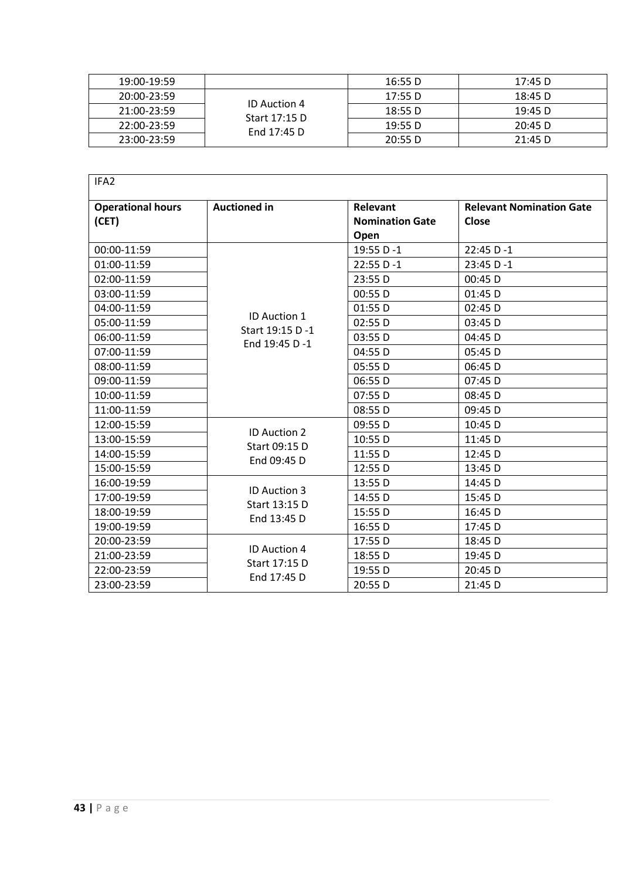| | | | |
|---|---|---|---|
| 19:00-19:59 | | 16:55 D | 17:45 D |
| 20:00-23:59 | ID Auction 4 Start 17:15 D End 17:45 D | 17:55 D | 18:45 D |
| 21:00-23:59 | | 18:55 D | 19:45 D |
| 22:00-23:59 | | 19:55 D | 20:45 D |
| 23:00-23:59 | | 20:55 D | 21:45 D |

IFA2

| Operational hours (CET) | Auctioned in | Relevant Nomination Gate Open | Relevant Nomination Gate Close |
|---|---|---|---|
| 00:00-11:59 | ID Auction 1 Start 19:15 D -1 End 19:45 D -1 | 19:55 D -1 | 22:45 D -1 |
| 01:00-11:59 | | 22:55 D -1 | 23:45 D -1 |
| 02:00-11:59 | | 23:55 D | 00:45 D |
| 03:00-11:59 | | 00:55 D | 01:45 D |
| 04:00-11:59 | | 01:55 D | 02:45 D |
| 05:00-11:59 | | 02:55 D | 03:45 D |
| 06:00-11:59 | | 03:55 D | 04:45 D |
| 07:00-11:59 | | 04:55 D | 05:45 D |
| 08:00-11:59 | | 05:55 D | 06:45 D |
| 09:00-11:59 | | 06:55 D | 07:45 D |
| 10:00-11:59 | | 07:55 D | 08:45 D |
| 11:00-11:59 | | 08:55 D | 09:45 D |
| 12:00-15:59 | ID Auction 2 Start 09:15 D End 09:45 D | 09:55 D | 10:45 D |
| 13:00-15:59 | | 10:55 D | 11:45 D |
| 14:00-15:59 | | 11:55 D | 12:45 D |
| 15:00-15:59 | | 12:55 D | 13:45 D |
| 16:00-19:59 | ID Auction 3 Start 13:15 D End 13:45 D | 13:55 D | 14:45 D |
| 17:00-19:59 | | 14:55 D | 15:45 D |
| 18:00-19:59 | | 15:55 D | 16:45 D |
| 19:00-19:59 | | 16:55 D | 17:45 D |
| 20:00-23:59 | ID Auction 4 Start 17:15 D End 17:45 D | 17:55 D | 18:45 D |
| 21:00-23:59 | | 18:55 D | 19:45 D |
| 22:00-23:59 | | 19:55 D | 20:45 D |
| 23:00-23:59 | | 20:55 D | 21:45 D |